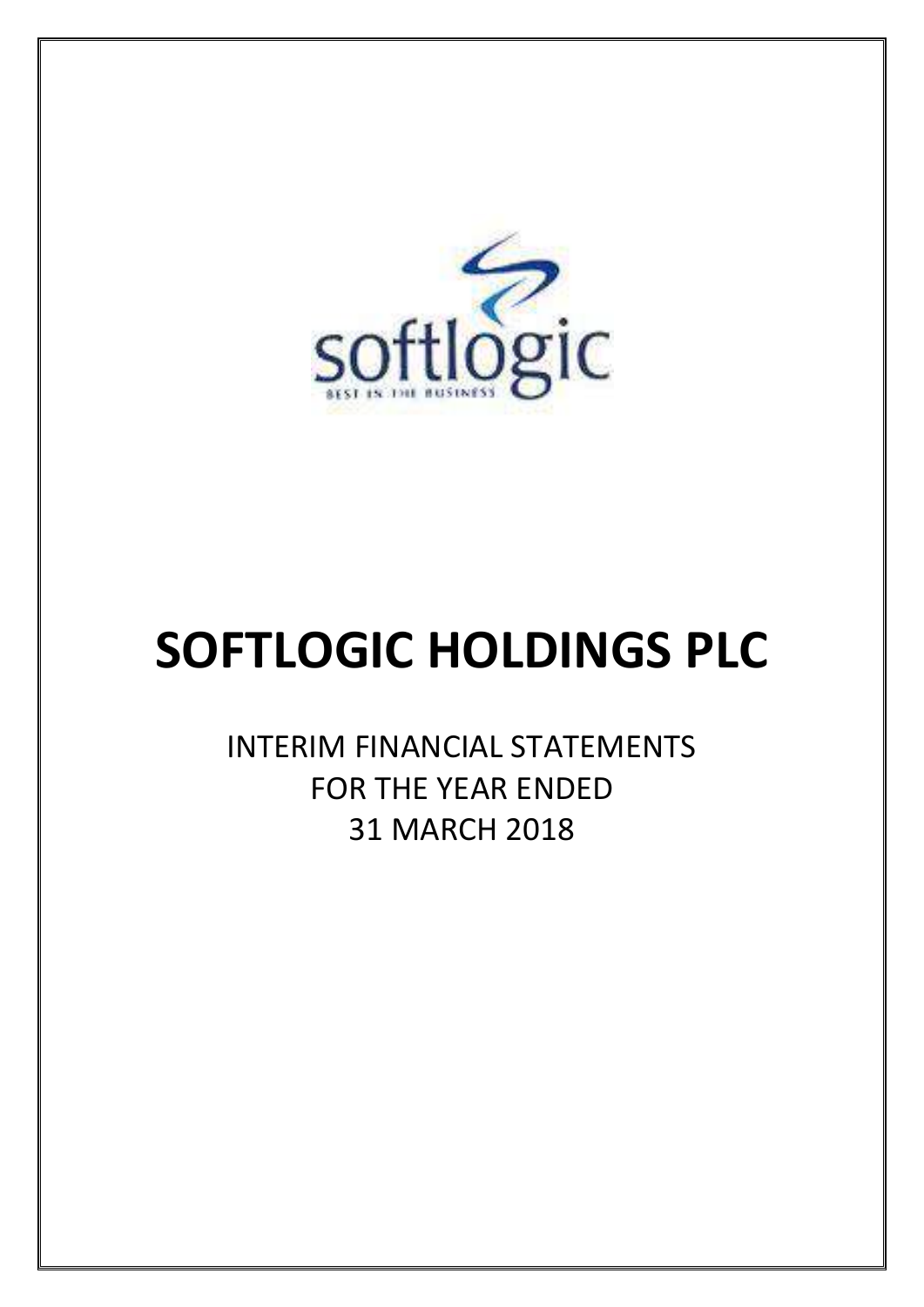# SOFTLOGIC HOLDINGS PLC

INTERIM FINANCIAL STATEMENTS
FOR THE YEAR ENDED
31 MARCH 2018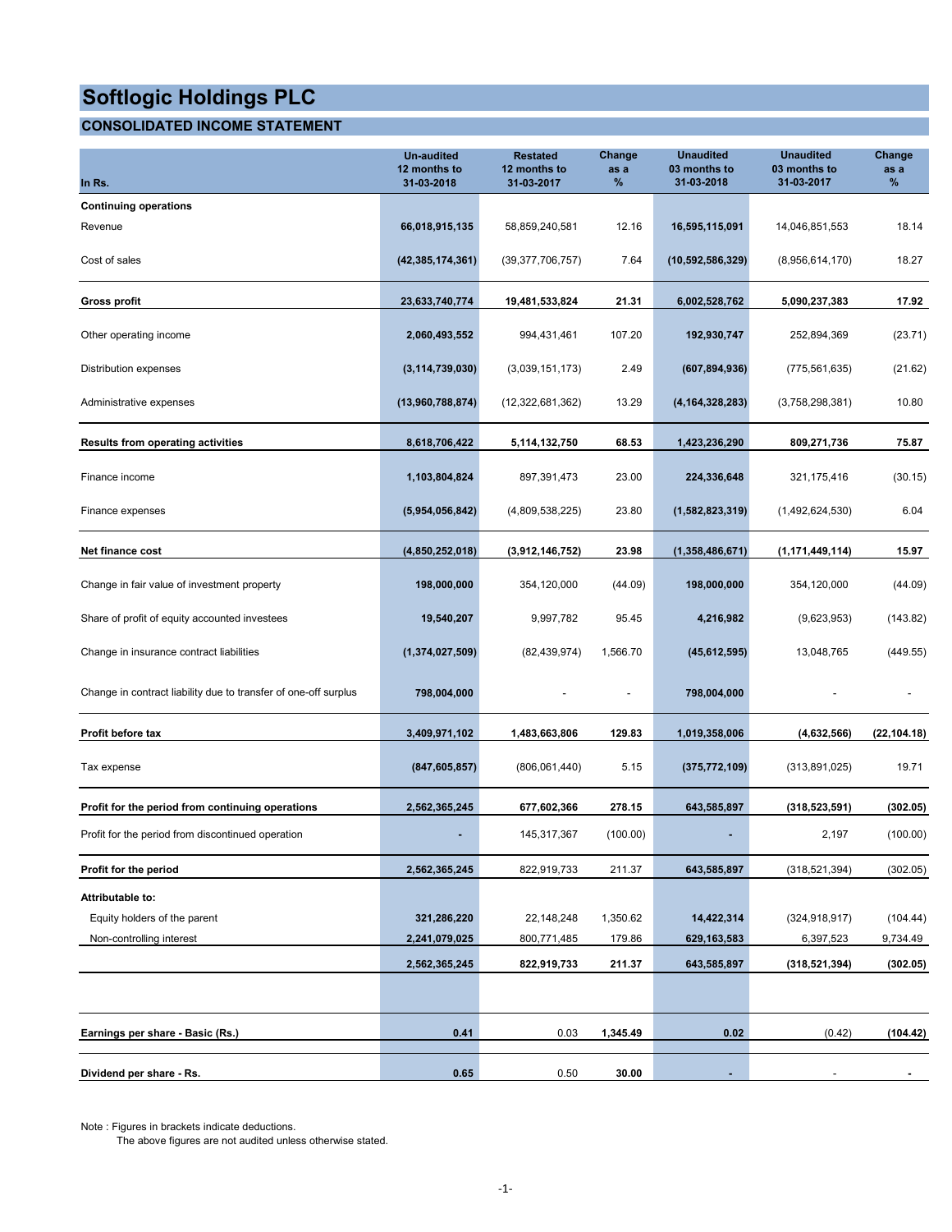# Softlogic Holdings PLC

## CONSOLIDATED INCOME STATEMENT

| In Rs. | Un-audited 12 months to 31-03-2018 | Restated 12 months to 31-03-2017 | Change as a % | Unaudited 03 months to 31-03-2018 | Unaudited 03 months to 31-03-2017 | Change as a % |
|---|---|---|---|---|---|---|
| **Continuing operations** | | | | | | |
| Revenue | **66,018,915,135** | 58,859,240,581 | 12.16 | **16,595,115,091** | 14,046,851,553 | 18.14 |
| Cost of sales | **(42,385,174,361)** | (39,377,706,757) | 7.64 | **(10,592,586,329)** | (8,956,614,170) | 18.27 |
| **Gross profit** | **23,633,740,774** | **19,481,533,824** | **21.31** | **6,002,528,762** | **5,090,237,383** | **17.92** |
| Other operating income | **2,060,493,552** | 994,431,461 | 107.20 | **192,930,747** | 252,894,369 | (23.71) |
| Distribution expenses | **(3,114,739,030)** | (3,039,151,173) | 2.49 | **(607,894,936)** | (775,561,635) | (21.62) |
| Administrative expenses | **(13,960,788,874)** | (12,322,681,362) | 13.29 | **(4,164,328,283)** | (3,758,298,381) | 10.80 |
| **Results from operating activities** | **8,618,706,422** | **5,114,132,750** | **68.53** | **1,423,236,290** | **809,271,736** | **75.87** |
| Finance income | **1,103,804,824** | 897,391,473 | 23.00 | **224,336,648** | 321,175,416 | (30.15) |
| Finance expenses | **(5,954,056,842)** | (4,809,538,225) | 23.80 | **(1,582,823,319)** | (1,492,624,530) | 6.04 |
| **Net finance cost** | **(4,850,252,018)** | **(3,912,146,752)** | **23.98** | **(1,358,486,671)** | **(1,171,449,114)** | **15.97** |
| Change in fair value of investment property | **198,000,000** | 354,120,000 | (44.09) | **198,000,000** | 354,120,000 | (44.09) |
| Share of profit of equity accounted investees | **19,540,207** | 9,997,782 | 95.45 | **4,216,982** | (9,623,953) | (143.82) |
| Change in insurance contract liabilities | **(1,374,027,509)** | (82,439,974) | 1,566.70 | **(45,612,595)** | 13,048,765 | (449.55) |
| Change in contract liability due to transfer of one-off surplus | **798,004,000** | - | - | **798,004,000** | - | - |
| **Profit before tax** | **3,409,971,102** | **1,483,663,806** | **129.83** | **1,019,358,006** | **(4,632,566)** | **(22,104.18)** |
| Tax expense | **(847,605,857)** | (806,061,440) | 5.15 | **(375,772,109)** | (313,891,025) | 19.71 |
| **Profit for the period from continuing operations** | **2,562,365,245** | **677,602,366** | **278.15** | **643,585,897** | **(318,523,591)** | **(302.05)** |
| Profit for the period from discontinued operation | **-** | 145,317,367 | (100.00) | **-** | 2,197 | (100.00) |
| **Profit for the period** | **2,562,365,245** | 822,919,733 | 211.37 | **643,585,897** | (318,521,394) | (302.05) |
| **Attributable to:** | | | | | | |
| Equity holders of the parent | **321,286,220** | 22,148,248 | 1,350.62 | **14,422,314** | (324,918,917) | (104.44) |
| Non-controlling interest | **2,241,079,025** | 800,771,485 | 179.86 | **629,163,583** | 6,397,523 | 9,734.49 |
| | **2,562,365,245** | **822,919,733** | **211.37** | **643,585,897** | **(318,521,394)** | **(302.05)** |
| **Earnings per share - Basic (Rs.)** | **0.41** | 0.03 | **1,345.49** | **0.02** | (0.42) | **(104.42)** |
| **Dividend per share - Rs.** | **0.65** | 0.50 | **30.00** | **-** | - | **-** |

Note : Figures in brackets indicate deductions.
The above figures are not audited unless otherwise stated.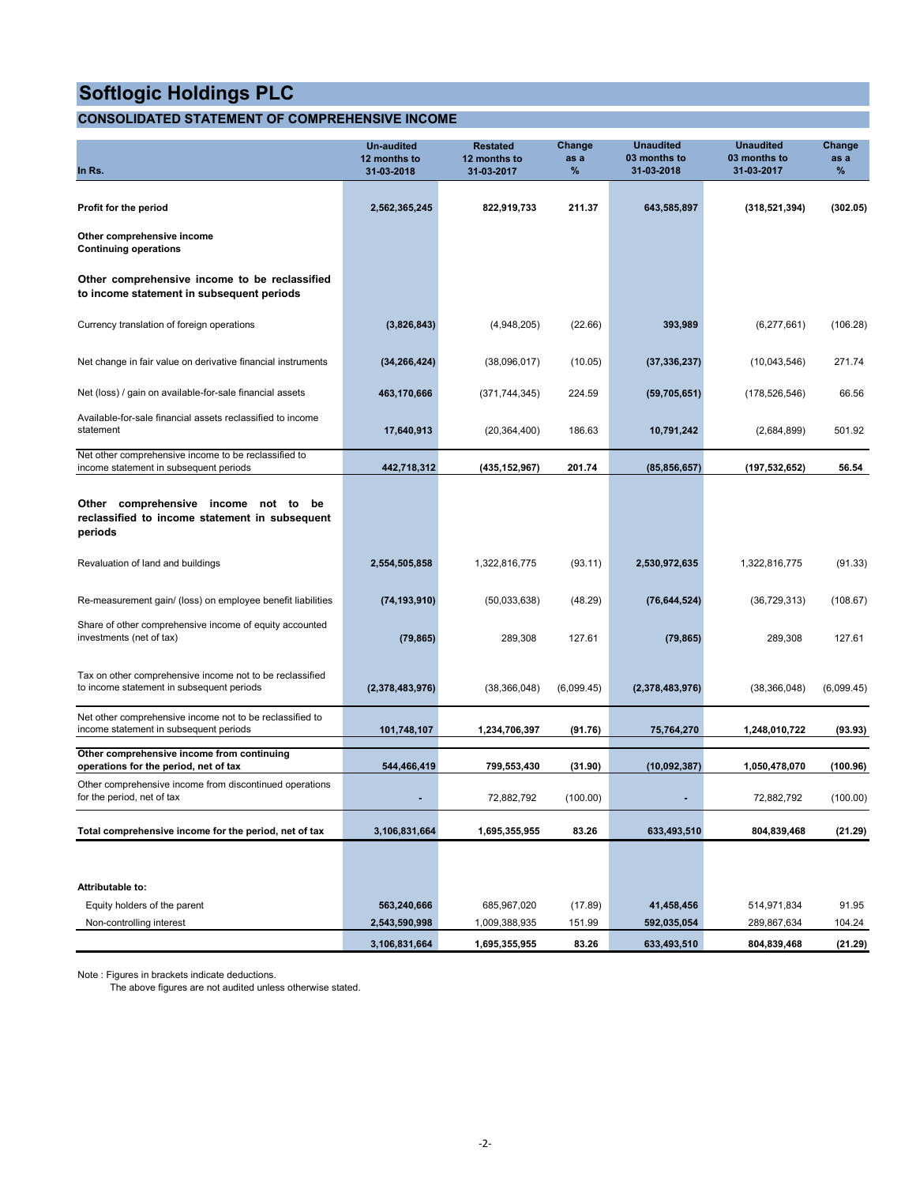# Softlogic Holdings PLC

## CONSOLIDATED STATEMENT OF COMPREHENSIVE INCOME

| In Rs. | Un-audited 12 months to 31-03-2018 | Restated 12 months to 31-03-2017 | Change as a % | Unaudited 03 months to 31-03-2018 | Unaudited 03 months to 31-03-2017 | Change as a % |
|---|---|---|---|---|---|---|
| **Profit for the period** | **2,562,365,245** | **822,919,733** | **211.37** | **643,585,897** | **(318,521,394)** | **(302.05)** |
| **Other comprehensive income** | | | | | | |
| **Continuing operations** | | | | | | |
| **Other comprehensive income to be reclassified to income statement in subsequent periods** | | | | | | |
| Currency translation of foreign operations | **(3,826,843)** | (4,948,205) | (22.66) | **393,989** | (6,277,661) | (106.28) |
| Net change in fair value on derivative financial instruments | **(34,266,424)** | (38,096,017) | (10.05) | **(37,336,237)** | (10,043,546) | 271.74 |
| Net (loss) / gain on available-for-sale financial assets | **463,170,666** | (371,744,345) | 224.59 | **(59,705,651)** | (178,526,546) | 66.56 |
| Available-for-sale financial assets reclassified to income statement | **17,640,913** | (20,364,400) | 186.63 | **10,791,242** | (2,684,899) | 501.92 |
| Net other comprehensive income to be reclassified to income statement in subsequent periods | **442,718,312** | **(435,152,967)** | **201.74** | **(85,856,657)** | **(197,532,652)** | **56.54** |
| **Other comprehensive income not to be reclassified to income statement in subsequent periods** | | | | | | |
| Revaluation of land and buildings | **2,554,505,858** | 1,322,816,775 | (93.11) | **2,530,972,635** | 1,322,816,775 | (91.33) |
| Re-measurement gain/ (loss) on employee benefit liabilities | **(74,193,910)** | (50,033,638) | (48.29) | **(76,644,524)** | (36,729,313) | (108.67) |
| Share of other comprehensive income of equity accounted investments (net of tax) | **(79,865)** | 289,308 | 127.61 | **(79,865)** | 289,308 | 127.61 |
| Tax on other comprehensive income not to be reclassified to income statement in subsequent periods | **(2,378,483,976)** | (38,366,048) | (6,099.45) | **(2,378,483,976)** | (38,366,048) | (6,099.45) |
| Net other comprehensive income not to be reclassified to income statement in subsequent periods | **101,748,107** | **1,234,706,397** | **(91.76)** | **75,764,270** | **1,248,010,722** | **(93.93)** |
| **Other comprehensive income from continuing operations for the period, net of tax** | **544,466,419** | **799,553,430** | **(31.90)** | **(10,092,387)** | **1,050,478,070** | **(100.96)** |
| Other comprehensive income from discontinued operations for the period, net of tax | **-** | 72,882,792 | (100.00) | **-** | 72,882,792 | (100.00) |
| **Total comprehensive income for the period, net of tax** | **3,106,831,664** | **1,695,355,955** | **83.26** | **633,493,510** | **804,839,468** | **(21.29)** |
| **Attributable to:** | | | | | | |
| Equity holders of the parent | **563,240,666** | 685,967,020 | (17.89) | **41,458,456** | 514,971,834 | 91.95 |
| Non-controlling interest | **2,543,590,998** | 1,009,388,935 | 151.99 | **592,035,054** | 289,867,634 | 104.24 |
| | **3,106,831,664** | **1,695,355,955** | **83.26** | **633,493,510** | **804,839,468** | **(21.29)** |

Note : Figures in brackets indicate deductions.
The above figures are not audited unless otherwise stated.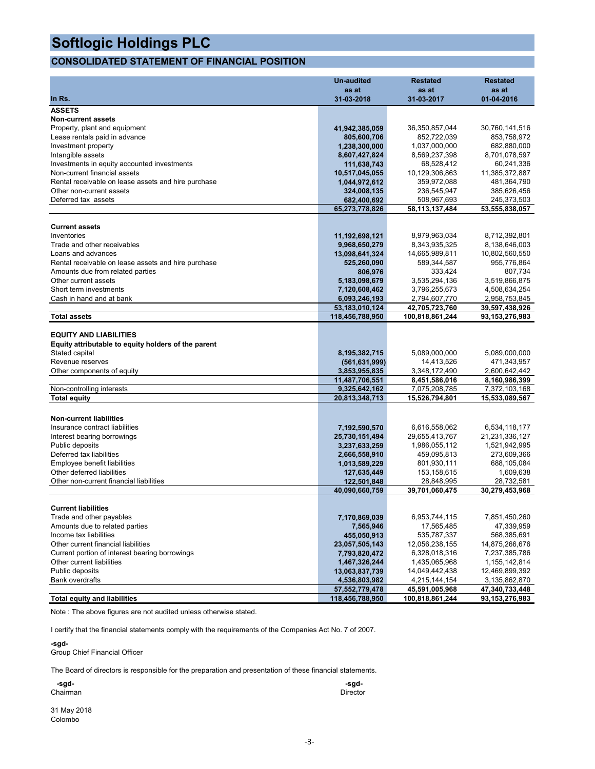# Softlogic Holdings PLC

## CONSOLIDATED STATEMENT OF FINANCIAL POSITION

| In Rs. | Un-audited as at 31-03-2018 | Restated as at 31-03-2017 | Restated as at 01-04-2016 |
|---|---|---|---|
| **ASSETS** | | | |
| **Non-current assets** | | | |
| Property, plant and equipment | **41,942,385,059** | 36,350,857,044 | 30,760,141,516 |
| Lease rentals paid in advance | **805,600,706** | 852,722,039 | 853,758,972 |
| Investment property | **1,238,300,000** | 1,037,000,000 | 682,880,000 |
| Intangible assets | **8,607,427,824** | 8,569,237,398 | 8,701,078,597 |
| Investments in equity accounted investments | **111,638,743** | 68,528,412 | 60,241,336 |
| Non-current financial assets | **10,517,045,055** | 10,129,306,863 | 11,385,372,887 |
| Rental receivable on lease assets and hire purchase | **1,044,972,612** | 359,972,088 | 481,364,790 |
| Other non-current assets | **324,008,135** | 236,545,947 | 385,626,456 |
| Deferred tax assets | **682,400,692** | 508,967,693 | 245,373,503 |
| | **65,273,778,826** | **58,113,137,484** | **53,555,838,057** |
| **Current assets** | | | |
| Inventories | **11,192,698,121** | 8,979,963,034 | 8,712,392,801 |
| Trade and other receivables | **9,968,650,279** | 8,343,935,325 | 8,138,646,003 |
| Loans and advances | **13,098,641,324** | 14,665,989,811 | 10,802,560,550 |
| Rental receivable on lease assets and hire purchase | **525,260,090** | 589,344,587 | 955,776,864 |
| Amounts due from related parties | **806,976** | 333,424 | 807,734 |
| Other current assets | **5,183,098,679** | 3,535,294,136 | 3,519,866,875 |
| Short term investments | **7,120,608,462** | 3,796,255,673 | 4,508,634,254 |
| Cash in hand and at bank | **6,093,246,193** | 2,794,607,770 | 2,958,753,845 |
| | **53,183,010,124** | **42,705,723,760** | **39,597,438,926** |
| **Total assets** | **118,456,788,950** | **100,818,861,244** | **93,153,276,983** |
| **EQUITY AND LIABILITIES** | | | |
| **Equity attributable to equity holders of the parent** | | | |
| Stated capital | **8,195,382,715** | 5,089,000,000 | 5,089,000,000 |
| Revenue reserves | **(561,631,999)** | 14,413,526 | 471,343,957 |
| Other components of equity | **3,853,955,835** | 3,348,172,490 | 2,600,642,442 |
| | **11,487,706,551** | **8,451,586,016** | **8,160,986,399** |
| Non-controlling interests | **9,325,642,162** | 7,075,208,785 | 7,372,103,168 |
| **Total equity** | **20,813,348,713** | **15,526,794,801** | **15,533,089,567** |
| **Non-current liabilities** | | | |
| Insurance contract liabilities | **7,192,590,570** | 6,616,558,062 | 6,534,118,177 |
| Interest bearing borrowings | **25,730,151,494** | 29,655,413,767 | 21,231,336,127 |
| Public deposits | **3,237,633,259** | 1,986,055,112 | 1,521,942,995 |
| Deferred tax liabilities | **2,666,558,910** | 459,095,813 | 273,609,366 |
| Employee benefit liabilities | **1,013,589,229** | 801,930,111 | 688,105,084 |
| Other deferred liabilities | **127,635,449** | 153,158,615 | 1,609,638 |
| Other non-current financial liabilities | **122,501,848** | 28,848,995 | 28,732,581 |
| | **40,090,660,759** | **39,701,060,475** | **30,279,453,968** |
| **Current liabilities** | | | |
| Trade and other payables | **7,170,869,039** | 6,953,744,115 | 7,851,450,260 |
| Amounts due to related parties | **7,565,946** | 17,565,485 | 47,339,959 |
| Income tax liabilities | **455,050,913** | 535,787,337 | 568,385,691 |
| Other current financial liabilities | **23,057,505,143** | 12,056,238,155 | 14,875,266,676 |
| Current portion of interest bearing borrowings | **7,793,820,472** | 6,328,018,316 | 7,237,385,786 |
| Other current liabilities | **1,467,326,244** | 1,435,065,968 | 1,155,142,814 |
| Public deposits | **13,063,837,739** | 14,049,442,438 | 12,469,899,392 |
| Bank overdrafts | **4,536,803,982** | 4,215,144,154 | 3,135,862,870 |
| | **57,552,779,478** | **45,591,005,968** | **47,340,733,448** |
| **Total equity and liabilities** | **118,456,788,950** | **100,818,861,244** | **93,153,276,983** |

Note : The above figures are not audited unless otherwise stated.

I certify that the financial statements comply with the requirements of the Companies Act No. 7 of 2007.

**-sgd-**
Group Chief Financial Officer

The Board of directors is responsible for the preparation and presentation of these financial statements.

**-sgd-**
Chairman

**-sgd-**
Director

31 May 2018
Colombo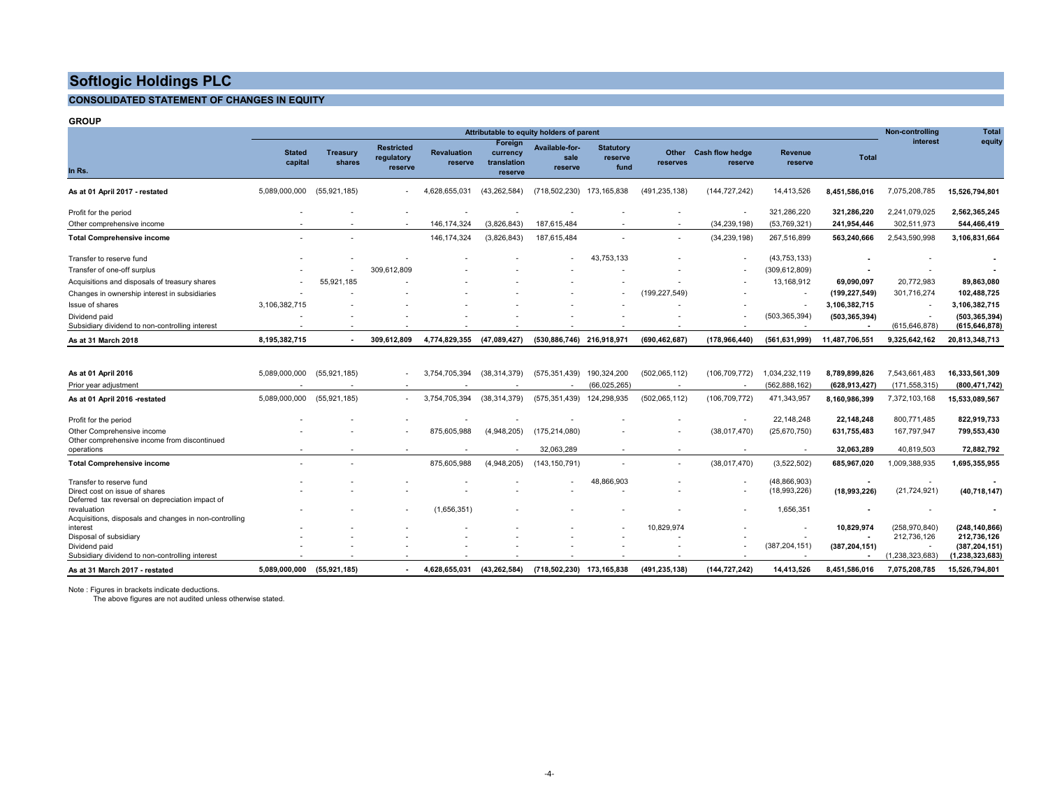# Softlogic Holdings PLC

## CONSOLIDATED STATEMENT OF CHANGES IN EQUITY

**GROUP**

| In Rs. | Stated capital | Treasury shares | Restricted regulatory reserve | Revaluation reserve | Foreign currency translation reserve | Available-for-sale reserve | Statutory reserve fund | Other reserves | Cash flow hedge reserve | Revenue reserve | Total | Non-controlling interest | Total equity |
|---|---|---|---|---|---|---|---|---|---|---|---|---|---|
| | Attributable to equity holders of parent | | | | | | | | | | | | |
| **As at 01 April 2017 - restated** | 5,089,000,000 | (55,921,185) | - | 4,628,655,031 | (43,262,584) | (718,502,230) | 173,165,838 | (491,235,138) | (144,727,242) | 14,413,526 | **8,451,586,016** | 7,075,208,785 | **15,526,794,801** |
| Profit for the period | - | - | - | - | - | - | - | - | - | 321,286,220 | **321,286,220** | 2,241,079,025 | **2,562,365,245** |
| Other comprehensive income | - | - | - | 146,174,324 | (3,826,843) | 187,615,484 | - | - | (34,239,198) | (53,769,321) | **241,954,446** | 302,511,973 | **544,466,419** |
| **Total Comprehensive income** | - | - | | 146,174,324 | (3,826,843) | 187,615,484 | - | - | (34,239,198) | 267,516,899 | **563,240,666** | 2,543,590,998 | **3,106,831,664** |
| Transfer to reserve fund | - | - | - | - | - | - | 43,753,133 | - | - | (43,753,133) | **-** | - | **-** |
| Transfer of one-off surplus | - | - | 309,612,809 | - | - | - | - | - | - | (309,612,809) | **-** | - | **-** |
| Acquisitions and disposals of treasury shares | - | 55,921,185 | - | - | - | - | - | - | - | 13,168,912 | **69,090,097** | 20,772,983 | **89,863,080** |
| Changes in ownership interest in subsidiaries | - | - | - | - | - | - | - | (199,227,549) | - | - | **(199,227,549)** | 301,716,274 | **102,488,725** |
| Issue of shares | 3,106,382,715 | - | - | - | - | - | - | - | - | - | **3,106,382,715** | - | **3,106,382,715** |
| Dividend paid | - | - | - | - | - | - | - | - | - | (503,365,394) | **(503,365,394)** | - | **(503,365,394)** |
| Subsidiary dividend to non-controlling interest | - | - | - | - | - | - | - | - | - | - | **-** | (615,646,878) | **(615,646,878)** |
| **As at 31 March 2018** | **8,195,382,715** | **-** | **309,612,809** | **4,774,829,355** | **(47,089,427)** | **(530,886,746)** | **216,918,971** | **(690,462,687)** | **(178,966,440)** | **(561,631,999)** | **11,487,706,551** | **9,325,642,162** | **20,813,348,713** |
| | | | | | | | | | | | | | |
| **As at 01 April 2016** | 5,089,000,000 | (55,921,185) | - | 3,754,705,394 | (38,314,379) | (575,351,439) | 190,324,200 | (502,065,112) | (106,709,772) | 1,034,232,119 | **8,789,899,826** | 7,543,661,483 | **16,333,561,309** |
| Prior year adjustment | - | - | - | - | - | - | (66,025,265) | - | - | (562,888,162) | **(628,913,427)** | (171,558,315) | **(800,471,742)** |
| **As at 01 April 2016 -restated** | 5,089,000,000 | (55,921,185) | - | 3,754,705,394 | (38,314,379) | (575,351,439) | 124,298,935 | (502,065,112) | (106,709,772) | 471,343,957 | **8,160,986,399** | 7,372,103,168 | **15,533,089,567** |
| Profit for the period | - | - | - | - | - | - | - | - | - | 22,148,248 | **22,148,248** | 800,771,485 | **822,919,733** |
| Other Comprehensive income | - | - | - | 875,605,988 | (4,948,205) | (175,214,080) | - | - | (38,017,470) | (25,670,750) | **631,755,483** | 167,797,947 | **799,553,430** |
| Other comprehensive income from discontinued operations | - | - | - | - | - | 32,063,289 | - | - | - | - | **32,063,289** | 40,819,503 | **72,882,792** |
| **Total Comprehensive income** | - | - | | 875,605,988 | (4,948,205) | (143,150,791) | - | - | (38,017,470) | (3,522,502) | **685,967,020** | 1,009,388,935 | **1,695,355,955** |
| Transfer to reserve fund | - | - | - | - | - | - | 48,866,903 | - | - | (48,866,903) | **-** | - | **-** |
| Direct cost on issue of shares | - | - | - | - | - | - | - | - | - | (18,993,226) | **(18,993,226)** | (21,724,921) | **(40,718,147)** |
| Deferred tax reversal on depreciation impact of revaluation | - | - | - | (1,656,351) | - | - | - | - | - | 1,656,351 | **-** | - | **-** |
| Acquisitions, disposals and changes in non-controlling interest | - | - | - | - | - | - | - | 10,829,974 | - | - | **10,829,974** | (258,970,840) | **(248,140,866)** |
| Disposal of subsidiary | - | - | - | - | - | - | - | - | - | - | **-** | 212,736,126 | **212,736,126** |
| Dividend paid | - | - | - | - | - | - | - | - | - | (387,204,151) | **(387,204,151)** | - | **(387,204,151)** |
| Subsidiary dividend to non-controlling interest | - | - | - | - | - | - | - | - | - | - | **-** | (1,238,323,683) | **(1,238,323,683)** |
| **As at 31 March 2017 - restated** | **5,089,000,000** | **(55,921,185)** | **-** | **4,628,655,031** | **(43,262,584)** | **(718,502,230)** | **173,165,838** | **(491,235,138)** | **(144,727,242)** | **14,413,526** | **8,451,586,016** | **7,075,208,785** | **15,526,794,801** |

Note : Figures in brackets indicate deductions.
The above figures are not audited unless otherwise stated.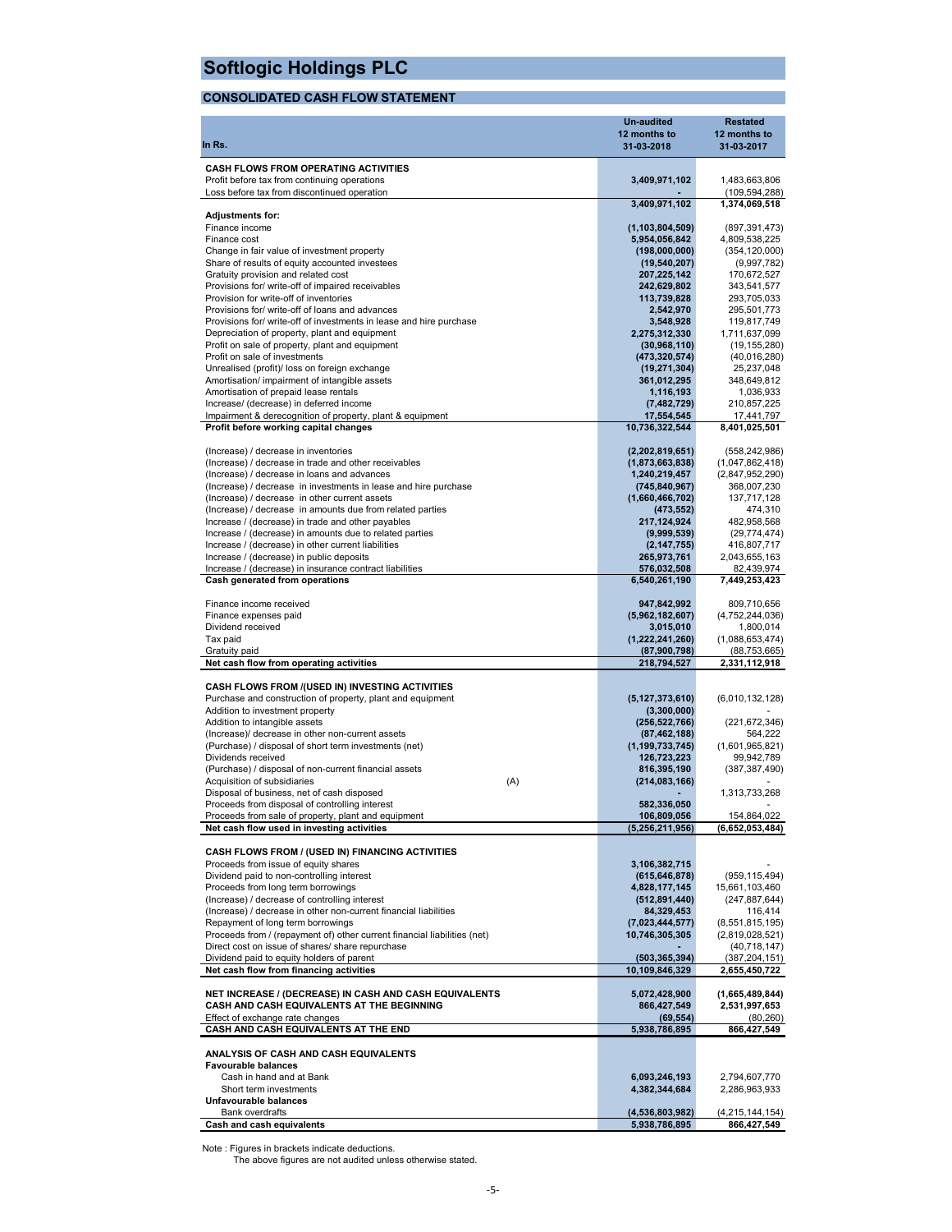# Softlogic Holdings PLC

## CONSOLIDATED CASH FLOW STATEMENT

| In Rs. | | Un-audited 12 months to 31-03-2018 | Restated 12 months to 31-03-2017 |
|---|---|---|---|
| **CASH FLOWS FROM OPERATING ACTIVITIES** | | | |
| Profit before tax from continuing operations | | **3,409,971,102** | 1,483,663,806 |
| Loss before tax from discontinued operation | | **-** | (109,594,288) |
| | | **3,409,971,102** | **1,374,069,518** |
| **Adjustments for:** | | | |
| Finance income | | **(1,103,804,509)** | (897,391,473) |
| Finance cost | | **5,954,056,842** | 4,809,538,225 |
| Change in fair value of investment property | | **(198,000,000)** | (354,120,000) |
| Share of results of equity accounted investees | | **(19,540,207)** | (9,997,782) |
| Gratuity provision and related cost | | **207,225,142** | 170,672,527 |
| Provisions for/ write-off of impaired receivables | | **242,629,802** | 343,541,577 |
| Provision for write-off of inventories | | **113,739,828** | 293,705,033 |
| Provisions for/ write-off of loans and advances | | **2,542,970** | 295,501,773 |
| Provisions for/ write-off of investments in lease and hire purchase | | **3,548,928** | 119,817,749 |
| Depreciation of property, plant and equipment | | **2,275,312,330** | 1,711,637,099 |
| Profit on sale of property, plant and equipment | | **(30,968,110)** | (19,155,280) |
| Profit on sale of investments | | **(473,320,574)** | (40,016,280) |
| Unrealised (profit)/ loss on foreign exchange | | **(19,271,304)** | 25,237,048 |
| Amortisation/ impairment of intangible assets | | **361,012,295** | 348,649,812 |
| Amortisation of prepaid lease rentals | | **1,116,193** | 1,036,933 |
| Increase/ (decrease) in deferred income | | **(7,482,729)** | 210,857,225 |
| Impairment & derecognition of property, plant & equipment | | **17,554,545** | 17,441,797 |
| **Profit before working capital changes** | | **10,736,322,544** | **8,401,025,501** |
| (Increase) / decrease in inventories | | **(2,202,819,651)** | (558,242,986) |
| (Increase) / decrease in trade and other receivables | | **(1,873,663,838)** | (1,047,862,418) |
| (Increase) / decrease in loans and advances | | **1,240,219,457** | (2,847,952,290) |
| (Increase) / decrease in investments in lease and hire purchase | | **(745,840,967)** | 368,007,230 |
| (Increase) / decrease in other current assets | | **(1,660,466,702)** | 137,717,128 |
| (Increase) / decrease in amounts due from related parties | | **(473,552)** | 474,310 |
| Increase / (decrease) in trade and other payables | | **217,124,924** | 482,958,568 |
| Increase / (decrease) in amounts due to related parties | | **(9,999,539)** | (29,774,474) |
| Increase / (decrease) in other current liabilities | | **(2,147,755)** | 416,807,717 |
| Increase / (decrease) in public deposits | | **265,973,761** | 2,043,655,163 |
| Increase / (decrease) in insurance contract liabilities | | **576,032,508** | 82,439,974 |
| **Cash generated from operations** | | **6,540,261,190** | **7,449,253,423** |
| Finance income received | | **947,842,992** | 809,710,656 |
| Finance expenses paid | | **(5,962,182,607)** | (4,752,244,036) |
| Dividend received | | **3,015,010** | 1,800,014 |
| Tax paid | | **(1,222,241,260)** | (1,088,653,474) |
| Gratuity paid | | **(87,900,798)** | (88,753,665) |
| **Net cash flow from operating activities** | | **218,794,527** | **2,331,112,918** |
| **CASH FLOWS FROM /(USED IN) INVESTING ACTIVITIES** | | | |
| Purchase and construction of property, plant and equipment | | **(5,127,373,610)** | (6,010,132,128) |
| Addition to investment property | | **(3,300,000)** | - |
| Addition to intangible assets | | **(256,522,766)** | (221,672,346) |
| (Increase)/ decrease in other non-current assets | | **(87,462,188)** | 564,222 |
| (Purchase) / disposal of short term investments (net) | | **(1,199,733,745)** | (1,601,965,821) |
| Dividends received | | **126,723,223** | 99,942,789 |
| (Purchase) / disposal of non-current financial assets | | **816,395,190** | (387,387,490) |
| Acquisition of subsidiaries | (A) | **(214,083,166)** | - |
| Disposal of business, net of cash disposed | | **-** | 1,313,733,268 |
| Proceeds from disposal of controlling interest | | **582,336,050** | - |
| Proceeds from sale of property, plant and equipment | | **106,809,056** | 154,864,022 |
| **Net cash flow used in investing activities** | | **(5,256,211,956)** | **(6,652,053,484)** |
| **CASH FLOWS FROM / (USED IN) FINANCING ACTIVITIES** | | | |
| Proceeds from issue of equity shares | | **3,106,382,715** | - |
| Dividend paid to non-controlling interest | | **(615,646,878)** | (959,115,494) |
| Proceeds from long term borrowings | | **4,828,177,145** | 15,661,103,460 |
| (Increase) / decrease of controlling interest | | **(512,891,440)** | (247,887,644) |
| (Increase) / decrease in other non-current financial liabilities | | **84,329,453** | 116,414 |
| Repayment of long term borrowings | | **(7,023,444,577)** | (8,551,815,195) |
| Proceeds from / (repayment of) other current financial liabilities (net) | | **10,746,305,305** | (2,819,028,521) |
| Direct cost on issue of shares/ share repurchase | | **-** | (40,718,147) |
| Dividend paid to equity holders of parent | | **(503,365,394)** | (387,204,151) |
| **Net cash flow from financing activities** | | **10,109,846,329** | **2,655,450,722** |
| **NET INCREASE / (DECREASE) IN CASH AND CASH EQUIVALENTS** | | **5,072,428,900** | **(1,665,489,844)** |
| **CASH AND CASH EQUIVALENTS AT THE BEGINNING** | | **866,427,549** | **2,531,997,653** |
| Effect of exchange rate changes | | **(69,554)** | (80,260) |
| **CASH AND CASH EQUIVALENTS AT THE END** | | **5,938,786,895** | **866,427,549** |
| **ANALYSIS OF CASH AND CASH EQUIVALENTS** | | | |
| **Favourable balances** | | | |
| Cash in hand and at Bank | | **6,093,246,193** | 2,794,607,770 |
| Short term investments | | **4,382,344,684** | 2,286,963,933 |
| **Unfavourable balances** | | | |
| Bank overdrafts | | **(4,536,803,982)** | (4,215,144,154) |
| **Cash and cash equivalents** | | **5,938,786,895** | **866,427,549** |

Note : Figures in brackets indicate deductions.
The above figures are not audited unless otherwise stated.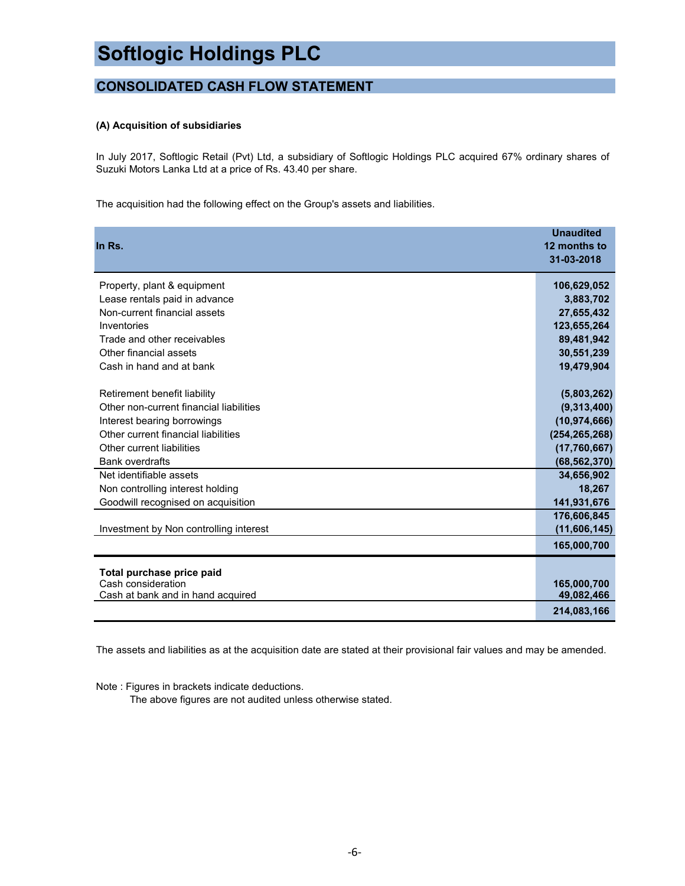# Softlogic Holdings PLC

## CONSOLIDATED CASH FLOW STATEMENT

**(A) Acquisition of subsidiaries**

In July 2017, Softlogic Retail (Pvt) Ltd, a subsidiary of Softlogic Holdings PLC acquired 67% ordinary shares of Suzuki Motors Lanka Ltd at a price of Rs. 43.40 per share.

The acquisition had the following effect on the Group's assets and liabilities.

| In Rs. | Unaudited 12 months to 31-03-2018 |
|---|---|
| Property, plant & equipment | 106,629,052 |
| Lease rentals paid in advance | 3,883,702 |
| Non-current financial assets | 27,655,432 |
| Inventories | 123,655,264 |
| Trade and other receivables | 89,481,942 |
| Other financial assets | 30,551,239 |
| Cash in hand and at bank | 19,479,904 |
| Retirement benefit liability | (5,803,262) |
| Other non-current financial liabilities | (9,313,400) |
| Interest bearing borrowings | (10,974,666) |
| Other current financial liabilities | (254,265,268) |
| Other current liabilities | (17,760,667) |
| Bank overdrafts | (68,562,370) |
| Net identifiable assets | 34,656,902 |
| Non controlling interest holding | 18,267 |
| Goodwill recognised on acquisition | 141,931,676 |
| | 176,606,845 |
| Investment by Non controlling interest | (11,606,145) |
| | 165,000,700 |
| **Total purchase price paid** | |
| Cash consideration | 165,000,700 |
| Cash at bank and in hand acquired | 49,082,466 |
| | 214,083,166 |

The assets and liabilities as at the acquisition date are stated at their provisional fair values and may be amended.

Note : Figures in brackets indicate deductions.
The above figures are not audited unless otherwise stated.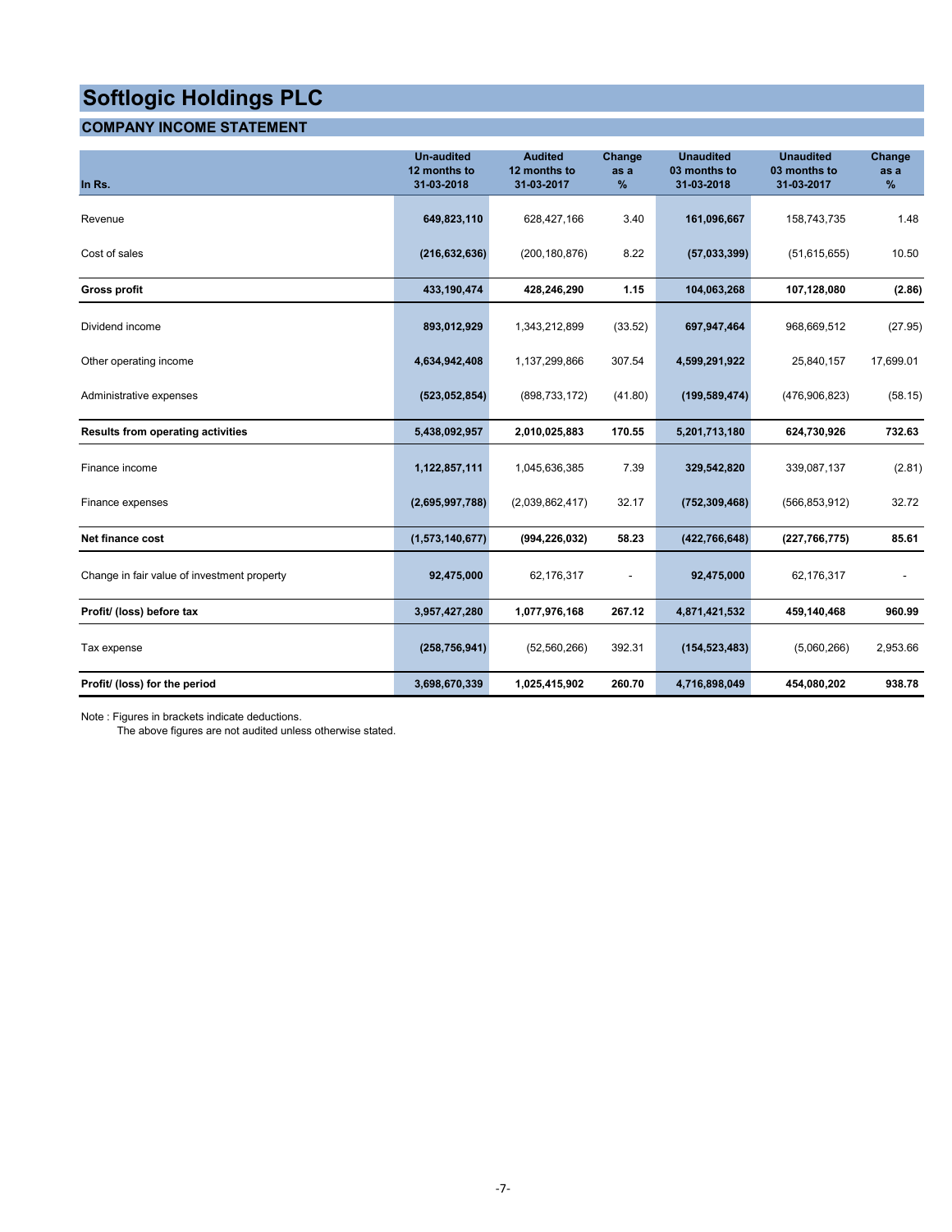# Softlogic Holdings PLC

## COMPANY INCOME STATEMENT

| In Rs. | Un-audited 12 months to 31-03-2018 | Audited 12 months to 31-03-2017 | Change as a % | Unaudited 03 months to 31-03-2018 | Unaudited 03 months to 31-03-2017 | Change as a % |
|---|---|---|---|---|---|---|
| Revenue | **649,823,110** | 628,427,166 | 3.40 | **161,096,667** | 158,743,735 | 1.48 |
| Cost of sales | **(216,632,636)** | (200,180,876) | 8.22 | **(57,033,399)** | (51,615,655) | 10.50 |
| **Gross profit** | **433,190,474** | **428,246,290** | **1.15** | **104,063,268** | **107,128,080** | **(2.86)** |
| Dividend income | **893,012,929** | 1,343,212,899 | (33.52) | **697,947,464** | 968,669,512 | (27.95) |
| Other operating income | **4,634,942,408** | 1,137,299,866 | 307.54 | **4,599,291,922** | 25,840,157 | 17,699.01 |
| Administrative expenses | **(523,052,854)** | (898,733,172) | (41.80) | **(199,589,474)** | (476,906,823) | (58.15) |
| **Results from operating activities** | **5,438,092,957** | **2,010,025,883** | **170.55** | **5,201,713,180** | **624,730,926** | **732.63** |
| Finance income | **1,122,857,111** | 1,045,636,385 | 7.39 | **329,542,820** | 339,087,137 | (2.81) |
| Finance expenses | **(2,695,997,788)** | (2,039,862,417) | 32.17 | **(752,309,468)** | (566,853,912) | 32.72 |
| **Net finance cost** | **(1,573,140,677)** | **(994,226,032)** | **58.23** | **(422,766,648)** | **(227,766,775)** | **85.61** |
| Change in fair value of investment property | **92,475,000** | 62,176,317 | - | **92,475,000** | 62,176,317 | - |
| **Profit/ (loss) before tax** | **3,957,427,280** | **1,077,976,168** | **267.12** | **4,871,421,532** | **459,140,468** | **960.99** |
| Tax expense | **(258,756,941)** | (52,560,266) | 392.31 | **(154,523,483)** | (5,060,266) | 2,953.66 |
| **Profit/ (loss) for the period** | **3,698,670,339** | **1,025,415,902** | **260.70** | **4,716,898,049** | **454,080,202** | **938.78** |

Note : Figures in brackets indicate deductions.
The above figures are not audited unless otherwise stated.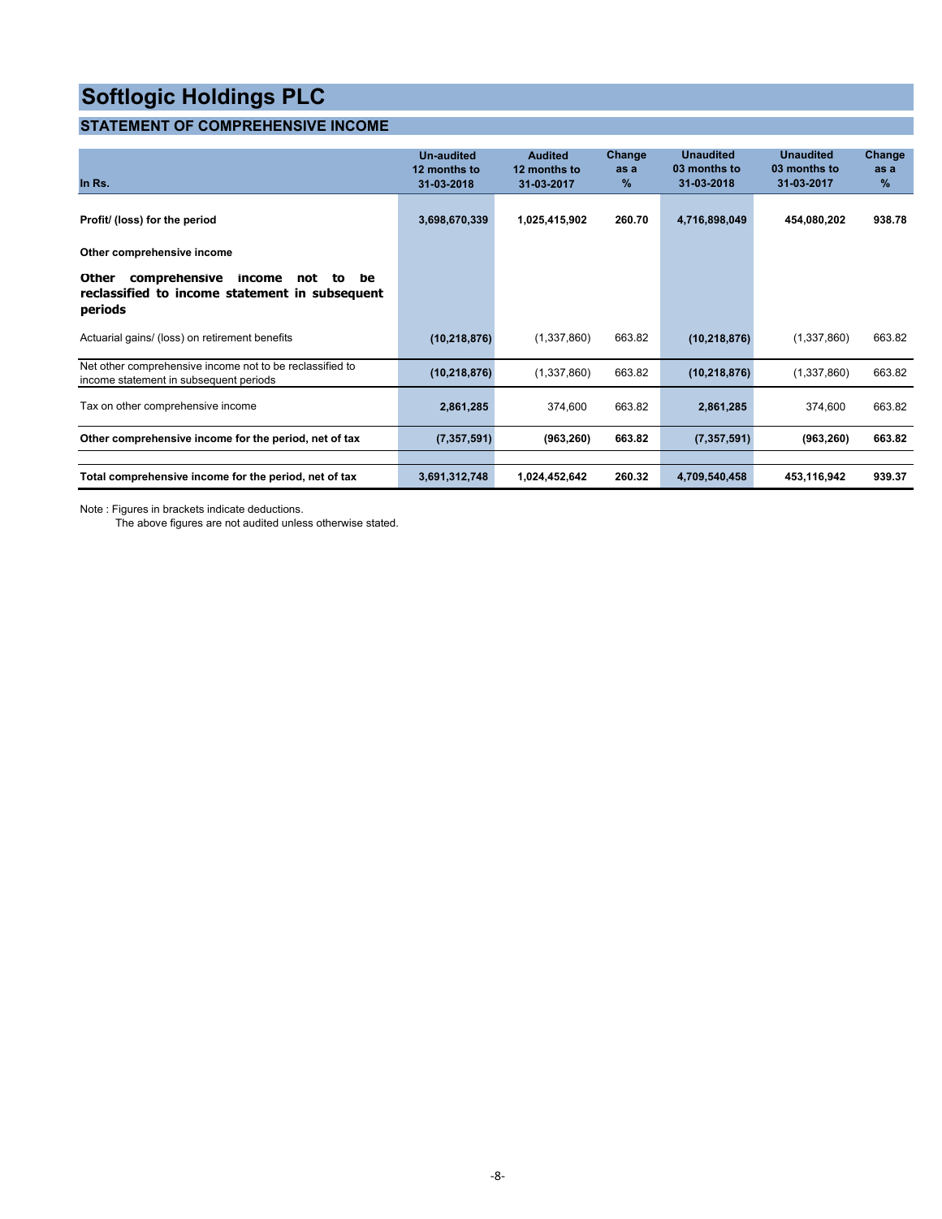# Softlogic Holdings PLC

## STATEMENT OF COMPREHENSIVE INCOME

| In Rs. | Un-audited 12 months to 31-03-2018 | Audited 12 months to 31-03-2017 | Change as a % | Unaudited 03 months to 31-03-2018 | Unaudited 03 months to 31-03-2017 | Change as a % |
|---|---|---|---|---|---|---|
| **Profit/ (loss) for the period** | **3,698,670,339** | **1,025,415,902** | **260.70** | **4,716,898,049** | **454,080,202** | **938.78** |
| **Other comprehensive income** | | | | | | |
| **Other comprehensive income not to be reclassified to income statement in subsequent periods** | | | | | | |
| Actuarial gains/ (loss) on retirement benefits | **(10,218,876)** | (1,337,860) | 663.82 | **(10,218,876)** | (1,337,860) | 663.82 |
| Net other comprehensive income not to be reclassified to income statement in subsequent periods | **(10,218,876)** | (1,337,860) | 663.82 | **(10,218,876)** | (1,337,860) | 663.82 |
| Tax on other comprehensive income | **2,861,285** | 374,600 | 663.82 | **2,861,285** | 374,600 | 663.82 |
| **Other comprehensive income for the period, net of tax** | **(7,357,591)** | **(963,260)** | **663.82** | **(7,357,591)** | **(963,260)** | **663.82** |
| **Total comprehensive income for the period, net of tax** | **3,691,312,748** | **1,024,452,642** | **260.32** | **4,709,540,458** | **453,116,942** | **939.37** |

Note : Figures in brackets indicate deductions.
The above figures are not audited unless otherwise stated.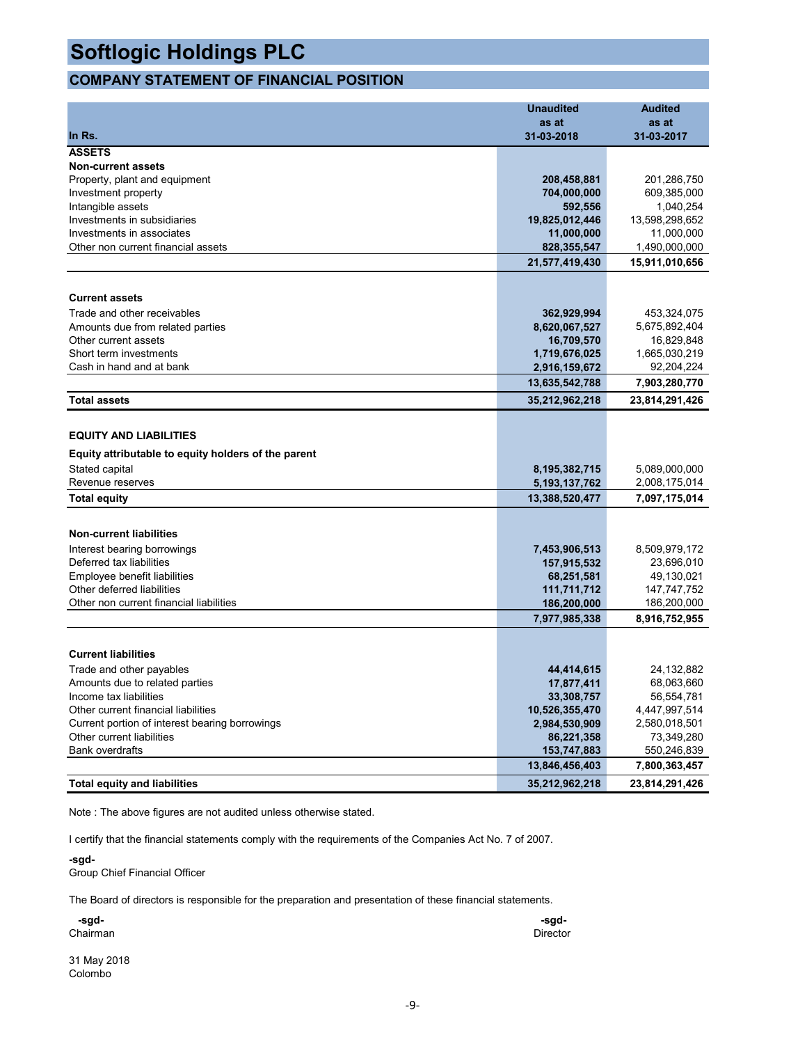# Softlogic Holdings PLC

## COMPANY STATEMENT OF FINANCIAL POSITION

| In Rs. | Unaudited as at 31-03-2018 | Audited as at 31-03-2017 |
|---|---|---|
| **ASSETS** | | |
| **Non-current assets** | | |
| Property, plant and equipment | **208,458,881** | 201,286,750 |
| Investment property | **704,000,000** | 609,385,000 |
| Intangible assets | **592,556** | 1,040,254 |
| Investments in subsidiaries | **19,825,012,446** | 13,598,298,652 |
| Investments in associates | **11,000,000** | 11,000,000 |
| Other non current financial assets | **828,355,547** | 1,490,000,000 |
| | **21,577,419,430** | **15,911,010,656** |
| **Current assets** | | |
| Trade and other receivables | **362,929,994** | 453,324,075 |
| Amounts due from related parties | **8,620,067,527** | 5,675,892,404 |
| Other current assets | **16,709,570** | 16,829,848 |
| Short term investments | **1,719,676,025** | 1,665,030,219 |
| Cash in hand and at bank | **2,916,159,672** | 92,204,224 |
| | **13,635,542,788** | **7,903,280,770** |
| **Total assets** | **35,212,962,218** | **23,814,291,426** |
| **EQUITY AND LIABILITIES** | | |
| **Equity attributable to equity holders of the parent** | | |
| Stated capital | **8,195,382,715** | 5,089,000,000 |
| Revenue reserves | **5,193,137,762** | 2,008,175,014 |
| **Total equity** | **13,388,520,477** | **7,097,175,014** |
| **Non-current liabilities** | | |
| Interest bearing borrowings | **7,453,906,513** | 8,509,979,172 |
| Deferred tax liabilities | **157,915,532** | 23,696,010 |
| Employee benefit liabilities | **68,251,581** | 49,130,021 |
| Other deferred liabilities | **111,711,712** | 147,747,752 |
| Other non current financial liabilities | **186,200,000** | 186,200,000 |
| | **7,977,985,338** | **8,916,752,955** |
| **Current liabilities** | | |
| Trade and other payables | **44,414,615** | 24,132,882 |
| Amounts due to related parties | **17,877,411** | 68,063,660 |
| Income tax liabilities | **33,308,757** | 56,554,781 |
| Other current financial liabilities | **10,526,355,470** | 4,447,997,514 |
| Current portion of interest bearing borrowings | **2,984,530,909** | 2,580,018,501 |
| Other current liabilities | **86,221,358** | 73,349,280 |
| Bank overdrafts | **153,747,883** | 550,246,839 |
| | **13,846,456,403** | **7,800,363,457** |
| **Total equity and liabilities** | **35,212,962,218** | **23,814,291,426** |

Note : The above figures are not audited unless otherwise stated.

I certify that the financial statements comply with the requirements of the Companies Act No. 7 of 2007.

**-sgd-**
Group Chief Financial Officer

The Board of directors is responsible for the preparation and presentation of these financial statements.

**-sgd-**
Chairman

**-sgd-**
Director

31 May 2018
Colombo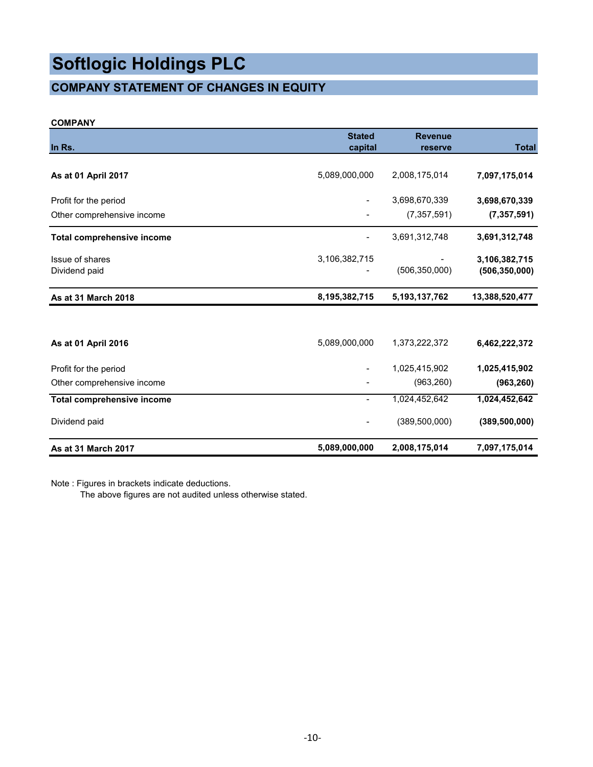# Softlogic Holdings PLC

## COMPANY STATEMENT OF CHANGES IN EQUITY

**COMPANY**

| In Rs. | Stated capital | Revenue reserve | Total |
|---|---|---|---|
| **As at 01 April 2017** | 5,089,000,000 | 2,008,175,014 | **7,097,175,014** |
| Profit for the period | - | 3,698,670,339 | **3,698,670,339** |
| Other comprehensive income | - | (7,357,591) | **(7,357,591)** |
| **Total comprehensive income** | - | 3,691,312,748 | **3,691,312,748** |
| Issue of shares | 3,106,382,715 | - | **3,106,382,715** |
| Dividend paid | - | (506,350,000) | **(506,350,000)** |
| **As at 31 March 2018** | **8,195,382,715** | **5,193,137,762** | **13,388,520,477** |
| | | | |
| **As at 01 April 2016** | 5,089,000,000 | 1,373,222,372 | **6,462,222,372** |
| Profit for the period | - | 1,025,415,902 | **1,025,415,902** |
| Other comprehensive income | - | (963,260) | **(963,260)** |
| **Total comprehensive income** | - | 1,024,452,642 | **1,024,452,642** |
| Dividend paid | - | (389,500,000) | **(389,500,000)** |
| **As at 31 March 2017** | **5,089,000,000** | **2,008,175,014** | **7,097,175,014** |

Note : Figures in brackets indicate deductions.
The above figures are not audited unless otherwise stated.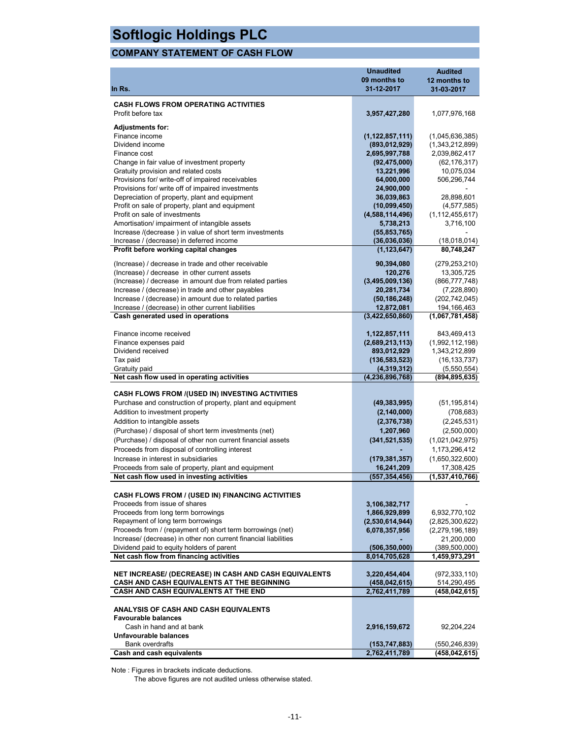# Softlogic Holdings PLC

## COMPANY STATEMENT OF CASH FLOW

| In Rs. | Unaudited 09 months to 31-12-2017 | Audited 12 months to 31-03-2017 |
|---|---|---|
| **CASH FLOWS FROM OPERATING ACTIVITIES** | | |
| Profit before tax | **3,957,427,280** | 1,077,976,168 |
| **Adjustments for:** | | |
| Finance income | **(1,122,857,111)** | (1,045,636,385) |
| Dividend income | **(893,012,929)** | (1,343,212,899) |
| Finance cost | **2,695,997,788** | 2,039,862,417 |
| Change in fair value of investment property | **(92,475,000)** | (62,176,317) |
| Gratuity provision and related costs | **13,221,996** | 10,075,034 |
| Provisions for/ write-off of impaired receivables | **64,000,000** | 506,296,744 |
| Provisions for/ write off of impaired investments | **24,900,000** | - |
| Depreciation of property, plant and equipment | **36,039,863** | 28,898,601 |
| Profit on sale of property, plant and equipment | **(10,099,450)** | (4,577,585) |
| Profit on sale of investments | **(4,588,114,496)** | (1,112,455,617) |
| Amortisation/ impairment of intangible assets | **5,738,213** | 3,716,100 |
| Increase /(decrease ) in value of short term investments | **(55,853,765)** | - |
| Increase / (decrease) in deferred income | **(36,036,036)** | (18,018,014) |
| **Profit before working capital changes** | **(1,123,647)** | **80,748,247** |
| (Increase) / decrease in trade and other receivable | **90,394,080** | (279,253,210) |
| (Increase) / decrease in other current assets | **120,276** | 13,305,725 |
| (Increase) / decrease in amount due from related parties | **(3,495,009,136)** | (866,777,748) |
| Increase / (decrease) in trade and other payables | **20,281,734** | (7,228,890) |
| Increase / (decrease) in amount due to related parties | **(50,186,248)** | (202,742,045) |
| Increase / (decrease) in other current liabilities | **12,872,081** | 194,166,463 |
| **Cash generated used in operations** | **(3,422,650,860)** | **(1,067,781,458)** |
| Finance income received | **1,122,857,111** | 843,469,413 |
| Finance expenses paid | **(2,689,213,113)** | (1,992,112,198) |
| Dividend received | **893,012,929** | 1,343,212,899 |
| Tax paid | **(136,583,523)** | (16,133,737) |
| Gratuity paid | **(4,319,312)** | (5,550,554) |
| **Net cash flow used in operating activities** | **(4,236,896,768)** | **(894,895,635)** |
| **CASH FLOWS FROM /(USED IN) INVESTING ACTIVITIES** | | |
| Purchase and construction of property, plant and equipment | **(49,383,995)** | (51,195,814) |
| Addition to investment property | **(2,140,000)** | (708,683) |
| Addition to intangible assets | **(2,376,738)** | (2,245,531) |
| (Purchase) / disposal of short term investments (net) | **1,207,960** | (2,500,000) |
| (Purchase) / disposal of other non current financial assets | **(341,521,535)** | (1,021,042,975) |
| Proceeds from disposal of controlling interest | **-** | 1,173,296,412 |
| Increase in interest in subsidiaries | **(179,381,357)** | (1,650,322,600) |
| Proceeds from sale of property, plant and equipment | **16,241,209** | 17,308,425 |
| **Net cash flow used in investing activities** | **(557,354,456)** | **(1,537,410,766)** |
| **CASH FLOWS FROM / (USED IN) FINANCING ACTIVITIES** | | |
| Proceeds from issue of shares | **3,106,382,717** | - |
| Proceeds from long term borrowings | **1,866,929,899** | 6,932,770,102 |
| Repayment of long term borrowings | **(2,530,614,944)** | (2,825,300,622) |
| Proceeds from / (repayment of) short term borrowings (net) | **6,078,357,956** | (2,279,196,189) |
| Increase/ (decrease) in other non current financial liabilities | **-** | 21,200,000 |
| Dividend paid to equity holders of parent | **(506,350,000)** | (389,500,000) |
| **Net cash flow from financing activities** | **8,014,705,628** | **1,459,973,291** |
| **NET INCREASE/ (DECREASE) IN CASH AND CASH EQUIVALENTS** | **3,220,454,404** | (972,333,110) |
| **CASH AND CASH EQUIVALENTS AT THE BEGINNING** | **(458,042,615)** | 514,290,495 |
| **CASH AND CASH EQUIVALENTS AT THE END** | **2,762,411,789** | **(458,042,615)** |
| **ANALYSIS OF CASH AND CASH EQUIVALENTS** | | |
| **Favourable balances** | | |
| Cash in hand and at bank | **2,916,159,672** | 92,204,224 |
| **Unfavourable balances** | | |
| Bank overdrafts | **(153,747,883)** | (550,246,839) |
| **Cash and cash equivalents** | **2,762,411,789** | **(458,042,615)** |

Note : Figures in brackets indicate deductions.
The above figures are not audited unless otherwise stated.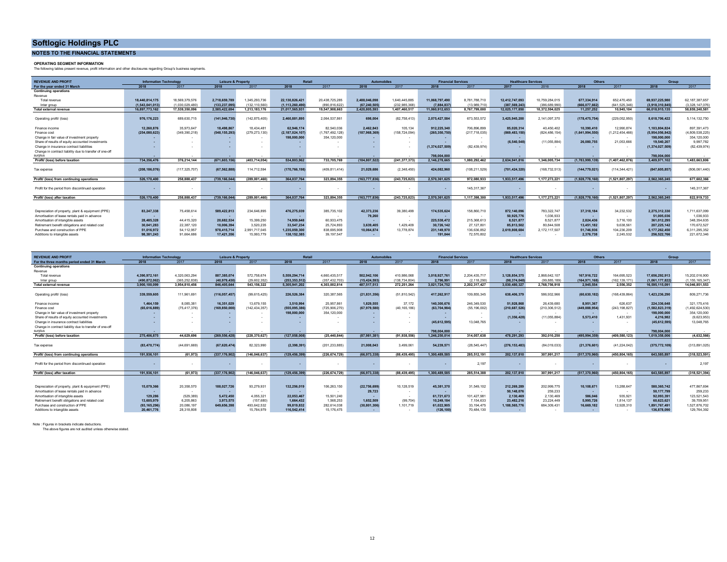# Softlogic Holdings PLC

## NOTES TO THE FINANCIAL STATEMENTS

**OPERATING SEGMENT INFORMATION**

The following tables present revenue, profit information and other disclosures regarding Group's business segments.

| REVENUE AND PROFIT | Information Technology | | Leisure & Property | | Retail | | Automobiles | | Financial Services | | Healthcare Services | | Others | | Group | |
|---|---|---|---|---|---|---|---|---|---|---|---|---|---|---|---|---|
| **For the year ended 31 March** | **2018** | 2017 | **2018** | 2017 | **2018** | 2017 | **2018** | 2017 | **2018** | 2017 | **2017** | 2016 | **2018** | 2017 | **2018** | 2017 |
| **Continuing operations** | | | | | | | | | | | | | | | | |
| Revenue | | | | | | | | | | | | | | | | |
| Total revenue | **18,440,814,175** | 18,569,379,576 | **2,718,659,789** | 1,345,293,736 | **22,130,826,421** | 20,438,725,285 | **2,488,046,098** | 1,640,445,885 | **11,068,797,490** | 8,781,788,710 | **12,412,747,093** | 10,759,284,015 | **677,334,914** | 652,470,450 | **69,937,225,980** | 62,187,387,657 |
| Inter group | **(1,543,041,013)** | (1,030,029,480) | **(133,237,095)** | (132,110,560) | **(1,113,260,490)** | (890,816,622) | **(67,240,505)** | (232,985,368) | **(7,884,837)** | (13,989,710) | **(387,569,243)** | (386,689,990) | **(666,077,662)** | (641,525,346) | **(3,918,310,845)** | (3,328,147,076) |
| **Total external revenue** | **16,897,773,162** | **17,539,350,096** | **2,585,422,694** | **1,213,183,176** | **21,017,565,931** | **19,547,908,663** | **2,420,805,593** | **1,407,460,517** | **11,060,912,653** | **8,767,799,000** | **12,025,177,850** | **10,372,594,025** | **11,257,252** | **10,945,104** | **66,018,915,135** | **58,859,240,581** |
| Operating profit/ (loss) | **976,176,223** | 689,630,715 | **(141,946,730)** | (142,875,405) | **2,460,881,895** | 2,064,537,861 | **698,004** | (82,758,413) | **2,075,427,584** | 673,553,572 | **3,425,945,200** | 2,141,097,370 | **(178,475,754)** | (229,052,950) | **8,618,706,422** | 5,114,132,750 |
| Finance income | **12,260,876** | 35,973,647 | **18,498,867** | 18,434,481 | **62,946,174** | 82,540,036 | **2,462,843** | 105,134 | **912,225,340** | 706,896,899 | **85,020,314** | 40,450,402 | **10,390,410** | 12,990,874 | **1,103,804,824** | 897,391,473 |
| Finance cost | **(254,080,623)** | (349,390,218) | **(548,155,293)** | (279,273,130) | **(2,187,024,107)** | (1,767,492,128) | **(187,968,369)** | (158,724,094) | **(265,350,750)** | (217,718,035) | **(869,483,150)** | (824,486,154) | **(1,641,994,550)** | (1,212,454,466) | **(5,954,056,842)** | (4,809,538,225) |
| Change in fair value of investment property | **-** | - | **-** | - | **198,000,000** | 354,120,000 | **-** | - | **-** | - | **-** | - | **-** | - | **198,000,000** | 354,120,000 |
| Share of results of equity accounted investments | **-** | - | **-** | - | **-** | - | **-** | - | **-** | - | **(6,540,548)** | (11,055,884) | **26,080,755** | 21,053,666 | **19,540,207** | 9,997,782 |
| Change in insurance contract liabilities | **-** | - | **-** | - | **-** | - | **-** | - | **(1,374,027,509)** | (82,439,974) | **-** | - | **-** | - | **(1,374,027,509)** | (82,439,974) |
| Change in contract liability due to transfer of one-off surplus | **-** | - | **-** | - | **-** | - | **-** | - | **798,004,000** | - | **-** | - | **-** | - | **798,004,000** | - |
| **Profit/ (loss) before taxation** | **734,356,476** | **376,214,144** | **(671,603,156)** | **(403,714,054)** | **534,803,962** | **733,705,769** | **(184,807,522)** | **(241,377,373)** | **2,146,278,665** | **1,080,292,462** | **2,634,941,816** | **1,346,005,734** | **(1,783,999,139)** | **(1,407,462,876)** | **3,409,971,102** | **1,483,663,806** |
| Tax expense | **(208,186,076)** | (117,325,707) | **(67,562,888)** | 114,712,594 | **(170,766,198)** | (409,811,414) | **21,029,686** | (2,348,450) | **424,082,960** | (108,211,529) | **(701,424,320)** | (168,732,513) | **(144,779,021)** | (114,344,421) | **(847,605,857)** | (806,061,440) |
| **Profit/ (loss) from continuing operations** | **526,170,400** | **258,888,437** | **(739,166,044)** | **(289,001,460)** | **364,037,764** | **323,894,355** | **(163,777,836)** | **(243,725,823)** | **2,570,361,625** | **972,080,933** | **1,933,517,496** | **1,177,273,221** | **(1,928,778,160)** | **(1,521,807,297)** | **2,562,365,245** | **677,602,366** |
| Profit for the period from discontinued operation | **-** | - | **-** | - | **-** | - | **-** | - | **-** | 145,317,367 | **-** | - | **-** | - | **-** | 145,317,367 |
| **Profit/ (loss) after taxation** | **526,170,400** | **258,888,437** | **(739,166,044)** | **(289,001,460)** | **364,037,764** | **323,894,355** | **(163,777,836)** | **(243,725,823)** | **2,570,361,625** | **1,117,398,300** | **1,933,517,496** | **1,177,273,221** | **(1,928,778,160)** | **(1,521,807,297)** | **2,562,365,245** | **822,919,733** |
| Depreciation of property, plant & equipment (PPE) | **83,247,338** | 75,458,614 | **589,422,813** | 234,646,895 | **476,275,039** | 385,735,102 | **42,373,236** | 39,380,499 | **174,535,624** | 158,860,710 | **872,140,096** | 783,322,747 | **37,318,184** | 34,232,532 | **2,275,312,330** | 1,711,637,099 |
| Amortisation of lease rentals paid in advance | **-** | - | **-** | - | **-** | - | **79,260** | - | **-** | - | **50,925,776** | 1,036,933 | **-** | - | **51,005,036** | 1,036,933 |
| Amortisation of intangible assets | **28,485,328** | 44,415,320 | **20,682,534** | 15,399,250 | **74,959,648** | 60,933,475 | **-** | - | **225,538,472** | 215,368,613 | **8,521,877** | 8,521,877 | **2,824,436** | 3,716,100 | **361,012,295** | 348,354,635 |
| Retirement benefit obligations and related cost | **30,041,283** | 22,387,120 | **10,006,394** | 3,520,235 | **33,547,234** | 25,724,893 | **3,639,405** | 1,429,409 | **30,726,142** | 27,127,801 | **85,813,502** | 80,844,508 | **13,451,182** | 9,638,561 | **207,225,142** | 170,672,527 |
| Purchase and construction of PPE | **51,016,972** | 54,112,957 | **978,415,714** | 2,991,717,045 | **1,235,059,300** | 838,695,908 | **10,064,874** | 13,778,874 | **231,149,970** | 136,636,852 | **2,619,808,684** | 2,172,117,507 | **51,746,936** | 104,236,209 | **5,177,262,450** | 6,311,295,352 |
| Additions to intangible assets | **98,381,243** | 91,664,686 | **17,421,356** | 15,993,779 | **138,152,385** | 39,197,547 | **-** | - | **191,044** | 72,570,802 | **-** | - | **2,376,738** | 2,245,532 | **256,522,766** | 221,672,346 |

| REVENUE AND PROFIT | Information Technology | | Leisure & Property | | Retail | | Automobiles | | Financial Services | | Healthcare Services | | Others | | Group | |
|---|---|---|---|---|---|---|---|---|---|---|---|---|---|---|---|---|
| **For the three months period ended 31 March** | **2018** | 2017 | **2018** | 2017 | **2018** | 2017 | **2018** | 2017 | **2018** | 2017 | **2018** | 2017 | **2018** | 2017 | **2018** | 2017 |
| **Continuing operations** | | | | | | | | | | | | | | | | |
| Revenue | | | | | | | | | | | | | | | | |
| Total revenue | **4,390,972,161** | 4,320,063,294 | **887,385,074** | 572,758,674 | **5,559,294,714** | 4,660,435,517 | **502,942,106** | 410,986,068 | **3,018,927,761** | 2,204,435,717 | **3,128,854,375** | 2,868,642,107 | **167,916,722** | 164,695,523 | **17,656,292,913** | 15,202,016,900 |
| Inter group | **(490,872,062)** | (365,252,838) | **(40,979,430)** | (29,602,352) | **(253,353,512)** | (357,432,703) | **(15,424,593)** | (138,734,804) | **2,796,991** | (2,118,290) | **(98,374,048)** | (99,885,189) | **(164,971,168)** | (162,139,171) | **(1,061,177,822)** | (1,155,165,347) |
| **Total external revenue** | **3,900,100,099** | **3,954,810,456** | **846,405,644** | **543,156,322** | **5,305,941,202** | **4,303,002,814** | **487,517,513** | **272,251,264** | **3,021,724,752** | **2,202,317,427** | **3,030,480,327** | **2,768,756,918** | **2,945,554** | **2,556,352** | **16,595,115,091** | **14,046,851,553** |
| Operating profit/ (loss) | **339,559,605** | 111,961,691 | **(116,057,457)** | (99,615,425) | **226,526,384** | 320,387,565 | **(21,831,356)** | (51,810,542) | **417,262,917** | 109,855,345 | **638,406,379** | 586,932,966 | **(60,630,182)** | (168,439,864) | **1,423,236,290** | 809,271,736 |
| Finance income | **1,464,159** | 8,085,381 | **16,351,029** | 13,679,155 | **3,510,994** | 25,957,861 | **1,829,555** | 37,172 | **140,300,676** | 246,349,530 | **51,928,868** | 26,439,680 | **8,951,367** | 626,637 | **224,336,648** | 321,175,416 |
| Finance cost | **(65,616,889)** | (75,417,376) | **(169,850,000)** | (142,434,357) | **(555,095,386)** | (725,906,270) | **(67,979,580)** | (40,165,186) | **(63,704,984)** | (55,196,002) | **(210,687,526)** | (210,306,512) | **(449,888,954)** | (243,198,827) | **(1,582,823,319)** | (1,492,624,530) |
| Change in fair value of investment property | **-** | - | **-** | - | **198,000,000** | 354,120,000 | **-** | - | **-** | - | **-** | - | **-** | - | **198,000,000** | 354,120,000 |
| Share of results of equity accounted investments | **-** | - | **-** | - | **-** | - | **-** | - | **-** | - | **(1,356,428)** | (11,055,884) | **5,573,410** | 1,431,931 | **4,216,982** | (9,623,953) |
| Change in insurance contract liabilities | **-** | - | **-** | - | **-** | - | **-** | - | **(45,612,595)** | 13,048,765 | **-** | - | **-** | - | **(45,612,595)** | 13,048,765 |
| Change in contract liability due to transfer of one-off surplus | **-** | - | **-** | - | **-** | - | **-** | - | **798,004,000** | - | **-** | - | **-** | - | **798,004,000** | - |
| **Profit/ (loss) before taxation** | **275,406,875** | **44,629,696** | **(269,556,428)** | **(228,370,627)** | **(127,058,008)** | **(25,440,844)** | **(87,981,381)** | **(91,938,556)** | **1,246,250,014** | **314,057,638** | **478,291,293** | **392,010,250** | **(495,994,359)** | **(409,580,123)** | **1,019,358,006** | **(4,632,566)** |
| Tax expense | **(83,470,774)** | (44,691,669) | **(67,620,474)** | 82,323,990 | **(2,398,391)** | (201,233,885) | **21,008,043** | 3,499,061 | **54,239,571** | (28,545,447) | **(276,153,483)** | (84,019,033) | **(21,376,601)** | (41,224,042) | **(375,772,109)** | (313,891,025) |
| **Profit/ (loss) from continuing operations** | **191,936,101** | **(61,973)** | **(337,176,902)** | **(146,046,637)** | **(129,456,399)** | **(226,674,729)** | **(66,973,338)** | **(88,439,495)** | **1,300,489,585** | **285,512,191** | **202,137,810** | **307,991,217** | **(517,370,960)** | **(450,804,165)** | **643,585,897** | **(318,523,591)** |
| Profit for the period from discontinued operation | **-** | - | **-** | - | **-** | - | **-** | - | **-** | 2,197 | **-** | - | **-** | - | **-** | 2,197 |
| **Profit/ (loss) after taxation** | **191,936,101** | **(61,973)** | **(337,176,902)** | **(146,046,637)** | **(129,456,399)** | **(226,674,729)** | **(66,973,338)** | **(88,439,495)** | **1,300,489,585** | **285,514,388** | **202,137,810** | **307,991,217** | **(517,370,960)** | **(450,804,165)** | **643,585,897** | **(318,521,394)** |
| Depreciation of property, plant & equipment (PPE) | **15,079,366** | 20,358,570 | **188,027,726** | 93,279,931 | **132,256,019** | 106,263,150 | **(22,756,699)** | 10,128,519 | **45,381,370** | 31,549,102 | **212,269,289** | 202,999,775 | **10,108,671** | 13,288,647 | **580,365,742** | 477,867,694 |
| Amortisation of lease rentals paid in advance | **-** | - | **-** | - | **-** | - | **29,723** | - | **-** | - | **50,148,076** | 259,233 | **-** | - | **50,177,799** | 259,233 |
| Amortisation of intangible assets | **129,286** | (529,389) | **5,472,450** | 4,055,321 | **22,053,467** | 15,501,240 | **-** | - | **61,721,673** | 101,427,981 | **2,130,469** | 2,130,469 | **586,046** | 935,921 | **92,093,391** | 123,521,543 |
| Retirement benefit obligations and related cost | **13,605,979** | 6,205,863 | **3,973,575** | (157,680) | **1,664,432** | 1,568,253 | **1,652,509** | (99,704) | **10,249,184** | 7,154,633 | **23,482,216** | 23,224,449 | **5,995,726** | 1,814,137 | **60,623,621** | 39,709,951 |
| Purchase and construction of PPE | **(93,165,296)** | 20,086,197 | **649,656,398** | 493,642,532 | **99,819,832** | 282,614,038 | **(30,801,306)** | 1,101,719 | **61,022,905** | 33,194,475 | **1,188,565,776** | 684,309,431 | **16,669,182** | 12,928,310 | **1,891,767,491** | 1,527,876,702 |
| Additions to intangible assets | **20,461,776** | 28,318,808 | **-** | 15,784,979 | **116,542,414** | 15,176,475 | **-** | - | **(126,100)** | 70,484,130 | **-** | - | **-** | - | **136,878,090** | 129,764,392 |

Note : Figures in brackets indicate deductions.

The above figures are not audited unless otherwise stated.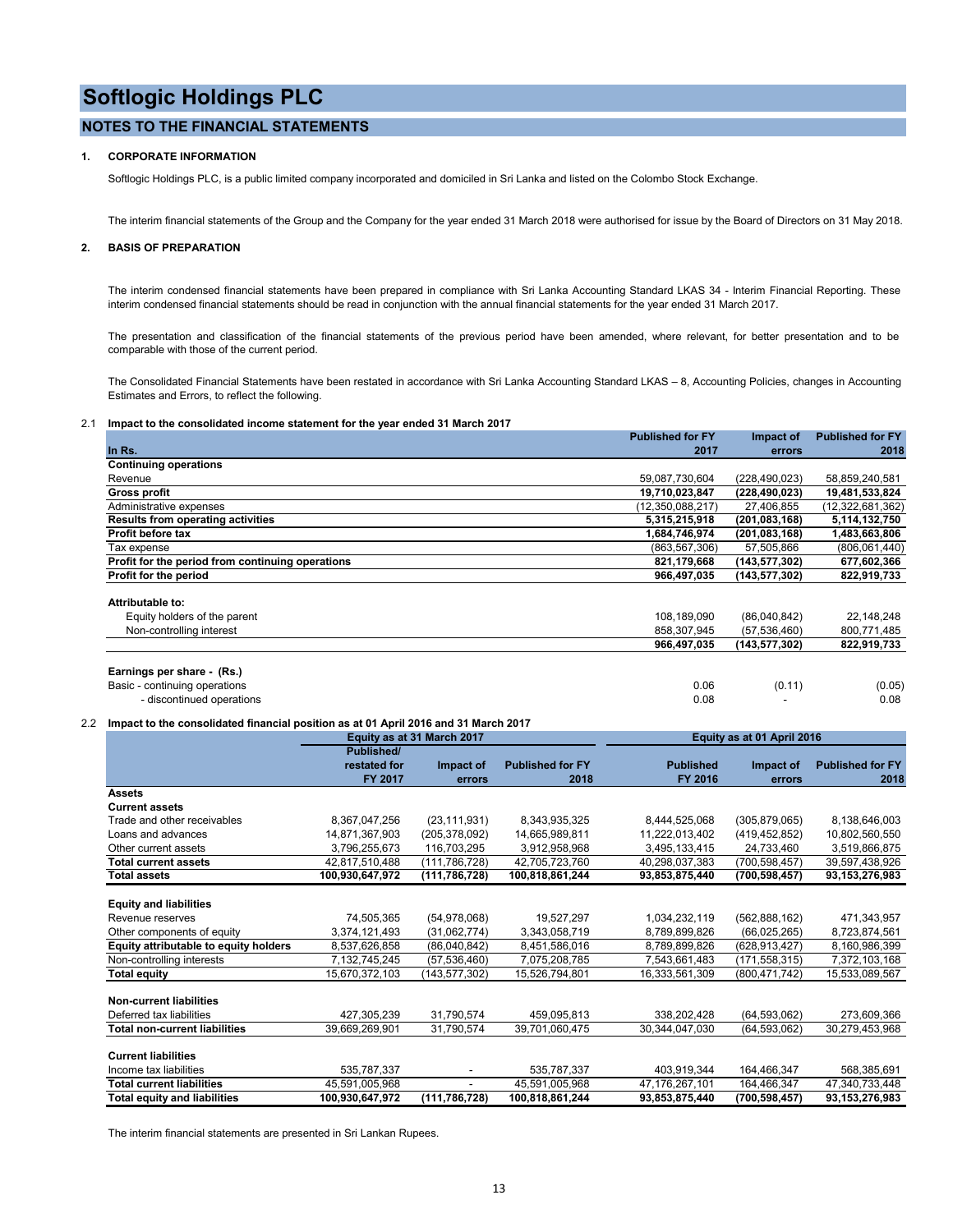# Softlogic Holdings PLC

## NOTES TO THE FINANCIAL STATEMENTS

### 1. CORPORATE INFORMATION

Softlogic Holdings PLC, is a public limited company incorporated and domiciled in Sri Lanka and listed on the Colombo Stock Exchange.

The interim financial statements of the Group and the Company for the year ended 31 March 2018 were authorised for issue by the Board of Directors on 31 May 2018.

### 2. BASIS OF PREPARATION

The interim condensed financial statements have been prepared in compliance with Sri Lanka Accounting Standard LKAS 34 - Interim Financial Reporting. These interim condensed financial statements should be read in conjunction with the annual financial statements for the year ended 31 March 2017.

The presentation and classification of the financial statements of the previous period have been amended, where relevant, for better presentation and to be comparable with those of the current period.

The Consolidated Financial Statements have been restated in accordance with Sri Lanka Accounting Standard LKAS – 8, Accounting Policies, changes in Accounting Estimates and Errors, to reflect the following.

#### 2.1 Impact to the consolidated income statement for the year ended 31 March 2017

| In Rs. | Published for FY 2017 | Impact of errors | Published for FY 2018 |
|---|---|---|---|
| **Continuing operations** | | | |
| Revenue | 59,087,730,604 | (228,490,023) | 58,859,240,581 |
| **Gross profit** | **19,710,023,847** | **(228,490,023)** | **19,481,533,824** |
| Administrative expenses | (12,350,088,217) | 27,406,855 | (12,322,681,362) |
| **Results from operating activities** | **5,315,215,918** | **(201,083,168)** | **5,114,132,750** |
| **Profit before tax** | **1,684,746,974** | **(201,083,168)** | **1,483,663,806** |
| Tax expense | (863,567,306) | 57,505,866 | (806,061,440) |
| **Profit for the period from continuing operations** | **821,179,668** | **(143,577,302)** | **677,602,366** |
| **Profit for the period** | **966,497,035** | **(143,577,302)** | **822,919,733** |
| | | | |
| **Attributable to:** | | | |
| Equity holders of the parent | 108,189,090 | (86,040,842) | 22,148,248 |
| Non-controlling interest | 858,307,945 | (57,536,460) | 800,771,485 |
| | **966,497,035** | **(143,577,302)** | **822,919,733** |
| | | | |
| **Earnings per share - (Rs.)** | | | |
| Basic - continuing operations | 0.06 | (0.11) | (0.05) |
| - discontinued operations | 0.08 | - | 0.08 |

#### 2.2 Impact to the consolidated financial position as at 01 April 2016 and 31 March 2017

| | Equity as at 31 March 2017 | | | Equity as at 01 April 2016 | | |
|---|---|---|---|---|---|---|
| | Published/ restated for FY 2017 | Impact of errors | Published for FY 2018 | Published FY 2016 | Impact of errors | Published for FY 2018 |
| **Assets** | | | | | | |
| **Current assets** | | | | | | |
| Trade and other receivables | 8,367,047,256 | (23,111,931) | 8,343,935,325 | 8,444,525,068 | (305,879,065) | 8,138,646,003 |
| Loans and advances | 14,871,367,903 | (205,378,092) | 14,665,989,811 | 11,222,013,402 | (419,452,852) | 10,802,560,550 |
| Other current assets | 3,796,255,673 | 116,703,295 | 3,912,958,968 | 3,495,133,415 | 24,733,460 | 3,519,866,875 |
| **Total current assets** | 42,817,510,488 | (111,786,728) | 42,705,723,760 | 40,298,037,383 | (700,598,457) | 39,597,438,926 |
| **Total assets** | **100,930,647,972** | **(111,786,728)** | **100,818,861,244** | **93,853,875,440** | **(700,598,457)** | **93,153,276,983** |
| | | | | | | |
| **Equity and liabilities** | | | | | | |
| Revenue reserves | 74,505,365 | (54,978,068) | 19,527,297 | 1,034,232,119 | (562,888,162) | 471,343,957 |
| Other components of equity | 3,374,121,493 | (31,062,774) | 3,343,058,719 | 8,789,899,826 | (66,025,265) | 8,723,874,561 |
| **Equity attributable to equity holders** | 8,537,626,858 | (86,040,842) | 8,451,586,016 | 8,789,899,826 | (628,913,427) | 8,160,986,399 |
| Non-controlling interests | 7,132,745,245 | (57,536,460) | 7,075,208,785 | 7,543,661,483 | (171,558,315) | 7,372,103,168 |
| **Total equity** | 15,670,372,103 | (143,577,302) | 15,526,794,801 | 16,333,561,309 | (800,471,742) | 15,533,089,567 |
| | | | | | | |
| **Non-current liabilities** | | | | | | |
| Deferred tax liabilities | 427,305,239 | 31,790,574 | 459,095,813 | 338,202,428 | (64,593,062) | 273,609,366 |
| **Total non-current liabilities** | 39,669,269,901 | 31,790,574 | 39,701,060,475 | 30,344,047,030 | (64,593,062) | 30,279,453,968 |
| | | | | | | |
| **Current liabilities** | | | | | | |
| Income tax liabilities | 535,787,337 | - | 535,787,337 | 403,919,344 | 164,466,347 | 568,385,691 |
| **Total current liabilities** | 45,591,005,968 | - | 45,591,005,968 | 47,176,267,101 | 164,466,347 | 47,340,733,448 |
| **Total equity and liabilities** | **100,930,647,972** | **(111,786,728)** | **100,818,861,244** | **93,853,875,440** | **(700,598,457)** | **93,153,276,983** |

The interim financial statements are presented in Sri Lankan Rupees.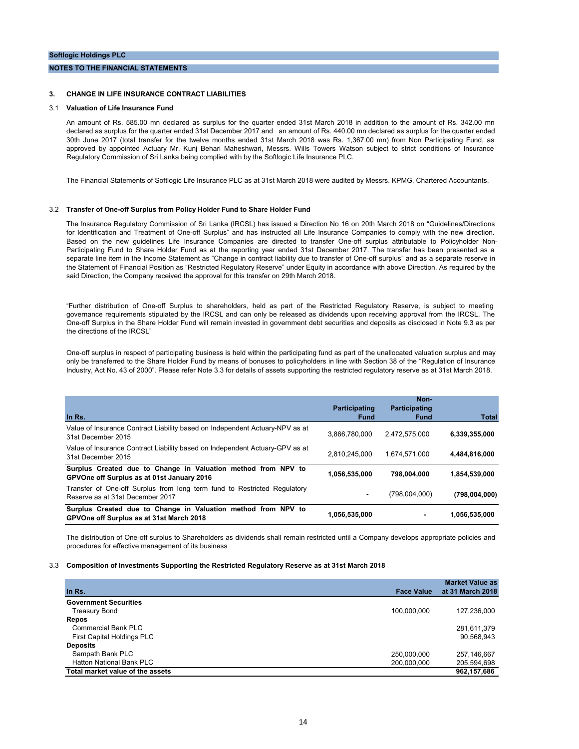**Softlogic Holdings PLC**

**NOTES TO THE FINANCIAL STATEMENTS**

## 3. CHANGE IN LIFE INSURANCE CONTRACT LIABILITIES

### 3.1 Valuation of Life Insurance Fund

An amount of Rs. 585.00 mn declared as surplus for the quarter ended 31st March 2018 in addition to the amount of Rs. 342.00 mn declared as surplus for the quarter ended 31st December 2017 and an amount of Rs. 440.00 mn declared as surplus for the quarter ended 30th June 2017 (total transfer for the twelve months ended 31st March 2018 was Rs. 1,367.00 mn) from Non Participating Fund, as approved by appointed Actuary Mr. Kunj Behari Maheshwari, Messrs. Wills Towers Watson subject to strict conditions of Insurance Regulatory Commission of Sri Lanka being complied with by the Softlogic Life Insurance PLC.

The Financial Statements of Softlogic Life Insurance PLC as at 31st March 2018 were audited by Messrs. KPMG, Chartered Accountants.

### 3.2 Transfer of One-off Surplus from Policy Holder Fund to Share Holder Fund

The Insurance Regulatory Commission of Sri Lanka (IRCSL) has issued a Direction No 16 on 20th March 2018 on "Guidelines/Directions for Identification and Treatment of One-off Surplus" and has instructed all Life Insurance Companies to comply with the new direction. Based on the new guidelines Life Insurance Companies are directed to transfer One-off surplus attributable to Policyholder Non-Participating Fund to Share Holder Fund as at the reporting year ended 31st December 2017. The transfer has been presented as a separate line item in the Income Statement as "Change in contract liability due to transfer of One-off surplus" and as a separate reserve in the Statement of Financial Position as "Restricted Regulatory Reserve" under Equity in accordance with above Direction. As required by the said Direction, the Company received the approval for this transfer on 29th March 2018.

"Further distribution of One-off Surplus to shareholders, held as part of the Restricted Regulatory Reserve, is subject to meeting governance requirements stipulated by the IRCSL and can only be released as dividends upon receiving approval from the IRCSL. The One-off Surplus in the Share Holder Fund will remain invested in government debt securities and deposits as disclosed in Note 9.3 as per the directions of the IRCSL"

One-off surplus in respect of participating business is held within the participating fund as part of the unallocated valuation surplus and may only be transferred to the Share Holder Fund by means of bonuses to policyholders in line with Section 38 of the "Regulation of Insurance Industry, Act No. 43 of 2000". Please refer Note 3.3 for details of assets supporting the restricted regulatory reserve as at 31st March 2018.

| In Rs. | Participating Fund | Non-Participating Fund | Total |
|---|---|---|---|
| Value of Insurance Contract Liability based on Independent Actuary-NPV as at 31st December 2015 | 3,866,780,000 | 2,472,575,000 | **6,339,355,000** |
| Value of Insurance Contract Liability based on Independent Actuary-GPV as at 31st December 2015 | 2,810,245,000 | 1,674,571,000 | **4,484,816,000** |
| **Surplus Created due to Change in Valuation method from NPV to GPVOne off Surplus as at 01st January 2016** | **1,056,535,000** | **798,004,000** | **1,854,539,000** |
| Transfer of One-off Surplus from long term fund to Restricted Regulatory Reserve as at 31st December 2017 | - | (798,004,000) | **(798,004,000)** |
| **Surplus Created due to Change in Valuation method from NPV to GPVOne off Surplus as at 31st March 2018** | **1,056,535,000** | **-** | **1,056,535,000** |

The distribution of One-off surplus to Shareholders as dividends shall remain restricted until a Company develops appropriate policies and procedures for effective management of its business

### 3.3 Composition of Investments Supporting the Restricted Regulatory Reserve as at 31st March 2018

| In Rs. | Face Value | Market Value as at 31 March 2018 |
|---|---|---|
| **Government Securities** | | |
| Treasury Bond | 100,000,000 | 127,236,000 |
| **Repos** | | |
| Commercial Bank PLC | | 281,611,379 |
| First Capital Holdings PLC | | 90,568,943 |
| **Deposits** | | |
| Sampath Bank PLC | 250,000,000 | 257,146,667 |
| Hatton National Bank PLC | 200,000,000 | 205,594,698 |
| **Total market value of the assets** | | **962,157,686** |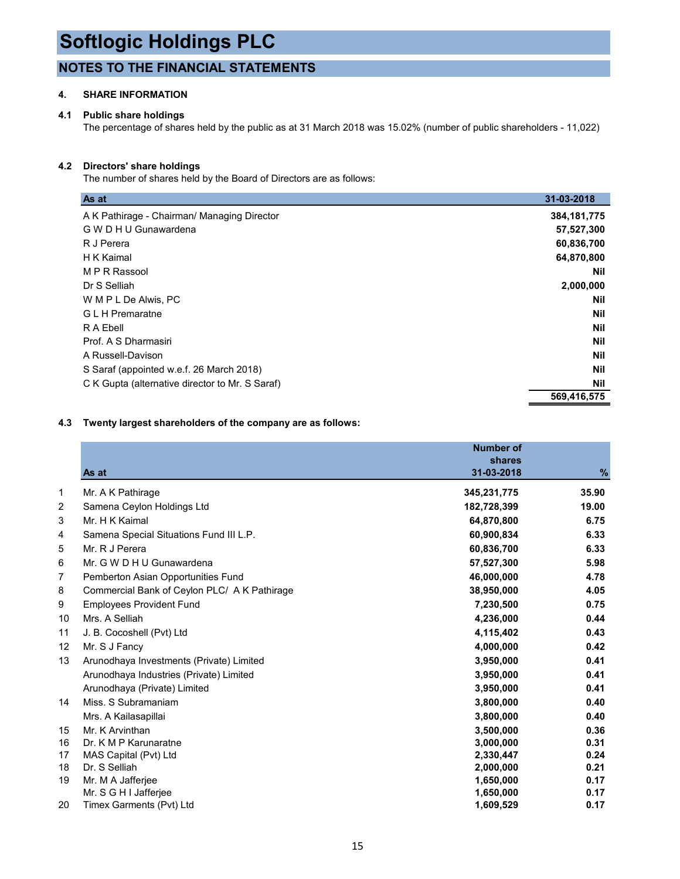# Softlogic Holdings PLC

## NOTES TO THE FINANCIAL STATEMENTS

### 4. SHARE INFORMATION

### 4.1 Public share holdings

The percentage of shares held by the public as at 31 March 2018 was 15.02% (number of public shareholders - 11,022)

### 4.2 Directors' share holdings

The number of shares held by the Board of Directors are as follows:

| As at | 31-03-2018 |
|---|---|
| A K Pathirage - Chairman/ Managing Director | **384,181,775** |
| G W D H U Gunawardena | **57,527,300** |
| R J Perera | **60,836,700** |
| H K Kaimal | **64,870,800** |
| M P R Rassool | **Nil** |
| Dr S Selliah | **2,000,000** |
| W M P L De Alwis, PC | **Nil** |
| G L H Premaratne | **Nil** |
| R A Ebell | **Nil** |
| Prof. A S Dharmasiri | **Nil** |
| A Russell-Davison | **Nil** |
| S Saraf (appointed w.e.f. 26 March 2018) | **Nil** |
| C K Gupta (alternative director to Mr. S Saraf) | **Nil** |
| | **569,416,575** |

### 4.3 Twenty largest shareholders of the company are as follows:

| | As at | Number of shares 31-03-2018 | % |
|---|---|---|---|
| 1 | Mr. A K Pathirage | **345,231,775** | **35.90** |
| 2 | Samena Ceylon Holdings Ltd | **182,728,399** | **19.00** |
| 3 | Mr. H K Kaimal | **64,870,800** | **6.75** |
| 4 | Samena Special Situations Fund III L.P. | **60,900,834** | **6.33** |
| 5 | Mr. R J Perera | **60,836,700** | **6.33** |
| 6 | Mr. G W D H U Gunawardena | **57,527,300** | **5.98** |
| 7 | Pemberton Asian Opportunities Fund | **46,000,000** | **4.78** |
| 8 | Commercial Bank of Ceylon PLC/ A K Pathirage | **38,950,000** | **4.05** |
| 9 | Employees Provident Fund | **7,230,500** | **0.75** |
| 10 | Mrs. A Selliah | **4,236,000** | **0.44** |
| 11 | J. B. Cocoshell (Pvt) Ltd | **4,115,402** | **0.43** |
| 12 | Mr. S J Fancy | **4,000,000** | **0.42** |
| 13 | Arunodhaya Investments (Private) Limited | **3,950,000** | **0.41** |
| | Arunodhaya Industries (Private) Limited | **3,950,000** | **0.41** |
| | Arunodhaya (Private) Limited | **3,950,000** | **0.41** |
| 14 | Miss. S Subramaniam | **3,800,000** | **0.40** |
| | Mrs. A Kailasapillai | **3,800,000** | **0.40** |
| 15 | Mr. K Arvinthan | **3,500,000** | **0.36** |
| 16 | Dr. K M P Karunaratne | **3,000,000** | **0.31** |
| 17 | MAS Capital (Pvt) Ltd | **2,330,447** | **0.24** |
| 18 | Dr. S Selliah | **2,000,000** | **0.21** |
| 19 | Mr. M A Jafferjee | **1,650,000** | **0.17** |
| | Mr. S G H I Jafferjee | **1,650,000** | **0.17** |
| 20 | Timex Garments (Pvt) Ltd | **1,609,529** | **0.17** |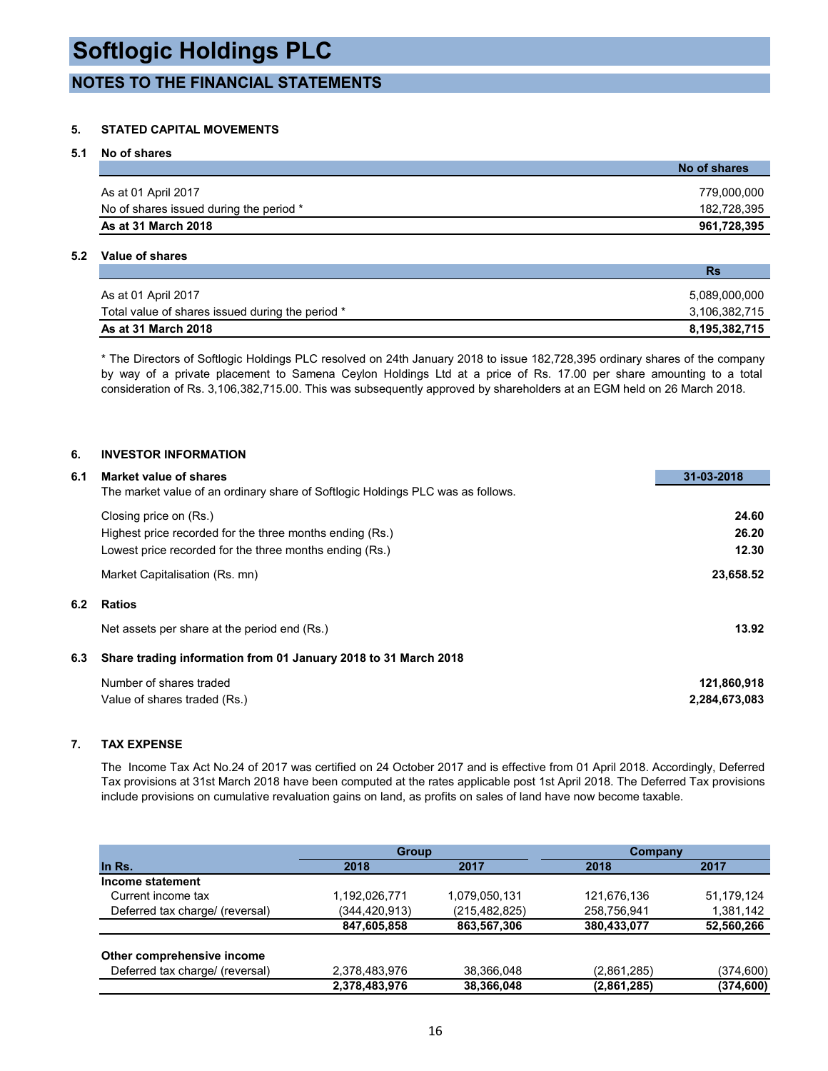# Softlogic Holdings PLC

## NOTES TO THE FINANCIAL STATEMENTS

### 5. STATED CAPITAL MOVEMENTS

#### 5.1 No of shares

| | No of shares |
|---|---|
| As at 01 April 2017 | 779,000,000 |
| No of shares issued during the period * | 182,728,395 |
| **As at 31 March 2018** | **961,728,395** |

#### 5.2 Value of shares

| | Rs |
|---|---|
| As at 01 April 2017 | 5,089,000,000 |
| Total value of shares issued during the period * | 3,106,382,715 |
| **As at 31 March 2018** | **8,195,382,715** |

* The Directors of Softlogic Holdings PLC resolved on 24th January 2018 to issue 182,728,395 ordinary shares of the company by way of a private placement to Samena Ceylon Holdings Ltd at a price of Rs. 17.00 per share amounting to a total consideration of Rs. 3,106,382,715.00. This was subsequently approved by shareholders at an EGM held on 26 March 2018.

### 6. INVESTOR INFORMATION

#### 6.1 Market value of shares

The market value of an ordinary share of Softlogic Holdings PLC was as follows.

| | 31-03-2018 |
|---|---|
| Closing price on (Rs.) | **24.60** |
| Highest price recorded for the three months ending (Rs.) | **26.20** |
| Lowest price recorded for the three months ending (Rs.) | **12.30** |
| Market Capitalisation (Rs. mn) | **23,658.52** |

#### 6.2 Ratios

| | |
|---|---|
| Net assets per share at the period end (Rs.) | **13.92** |

#### 6.3 Share trading information from 01 January 2018 to 31 March 2018

| | |
|---|---|
| Number of shares traded | **121,860,918** |
| Value of shares traded (Rs.) | **2,284,673,083** |

### 7. TAX EXPENSE

The Income Tax Act No.24 of 2017 was certified on 24 October 2017 and is effective from 01 April 2018. Accordingly, Deferred Tax provisions at 31st March 2018 have been computed at the rates applicable post 1st April 2018. The Deferred Tax provisions include provisions on cumulative revaluation gains on land, as profits on sales of land have now become taxable.

| | Group | | Company | |
|---|---|---|---|---|
| **In Rs.** | **2018** | **2017** | **2018** | **2017** |
| **Income statement** | | | | |
| Current income tax | 1,192,026,771 | 1,079,050,131 | 121,676,136 | 51,179,124 |
| Deferred tax charge/ (reversal) | (344,420,913) | (215,482,825) | 258,756,941 | 1,381,142 |
| | **847,605,858** | **863,567,306** | **380,433,077** | **52,560,266** |
| **Other comprehensive income** | | | | |
| Deferred tax charge/ (reversal) | 2,378,483,976 | 38,366,048 | (2,861,285) | (374,600) |
| | **2,378,483,976** | **38,366,048** | **(2,861,285)** | **(374,600)** |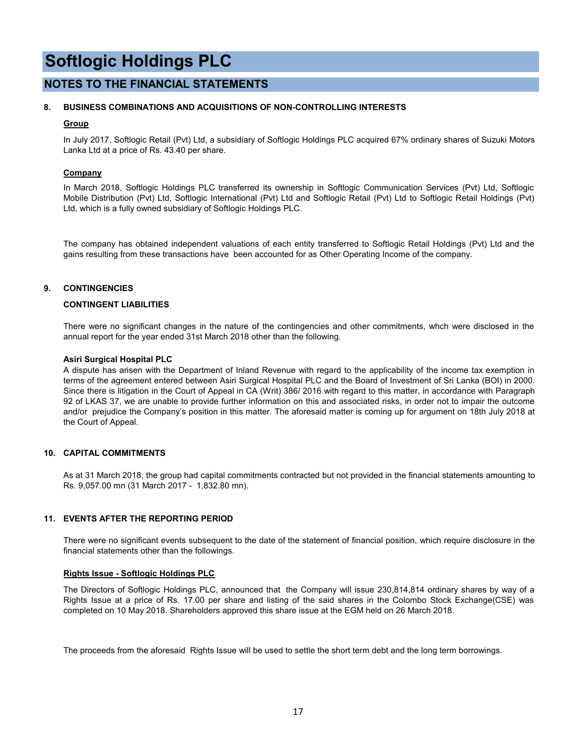# Softlogic Holdings PLC

## NOTES TO THE FINANCIAL STATEMENTS

### 8. BUSINESS COMBINATIONS AND ACQUISITIONS OF NON-CONTROLLING INTERESTS

**Group**

In July 2017, Softlogic Retail (Pvt) Ltd, a subsidiary of Softlogic Holdings PLC acquired 67% ordinary shares of Suzuki Motors Lanka Ltd at a price of Rs. 43.40 per share.

**Company**

In March 2018, Softlogic Holdings PLC transferred its ownership in Softlogic Communication Services (Pvt) Ltd, Softlogic Mobile Distribution (Pvt) Ltd, Softlogic International (Pvt) Ltd and Softlogic Retail (Pvt) Ltd to Softlogic Retail Holdings (Pvt) Ltd, which is a fully owned subsidiary of Softlogic Holdings PLC.

The company has obtained independent valuations of each entity transferred to Softlogic Retail Holdings (Pvt) Ltd and the gains resulting from these transactions have been accounted for as Other Operating Income of the company.

### 9. CONTINGENCIES

**CONTINGENT LIABILITIES**

There were no significant changes in the nature of the contingencies and other commitments, whch were disclosed in the annual report for the year ended 31st March 2018 other than the following.

**Asiri Surgical Hospital PLC**

A dispute has arisen with the Department of Inland Revenue with regard to the applicability of the income tax exemption in terms of the agreement entered between Asiri Surgical Hospital PLC and the Board of Investment of Sri Lanka (BOI) in 2000. Since there is litigation in the Court of Appeal in CA (Writ) 386/ 2016 with regard to this matter, in accordance with Paragraph 92 of LKAS 37, we are unable to provide further information on this and associated risks, in order not to impair the outcome and/or prejudice the Company's position in this matter. The aforesaid matter is coming up for argument on 18th July 2018 at the Court of Appeal.

### 10. CAPITAL COMMITMENTS

As at 31 March 2018, the group had capital commitments contracted but not provided in the financial statements amounting to Rs. 9,057.00 mn (31 March 2017 - 1,832.80 mn).

### 11. EVENTS AFTER THE REPORTING PERIOD

There were no significant events subsequent to the date of the statement of financial position, which require disclosure in the financial statements other than the followings.

**Rights Issue - Softlogic Holdings PLC**

The Directors of Softlogic Holdings PLC, announced that the Company will issue 230,814,814 ordinary shares by way of a Rights Issue at a price of Rs. 17.00 per share and listing of the said shares in the Colombo Stock Exchange(CSE) was completed on 10 May 2018. Shareholders approved this share issue at the EGM held on 26 March 2018.

The proceeds from the aforesaid Rights Issue will be used to settle the short term debt and the long term borrowings.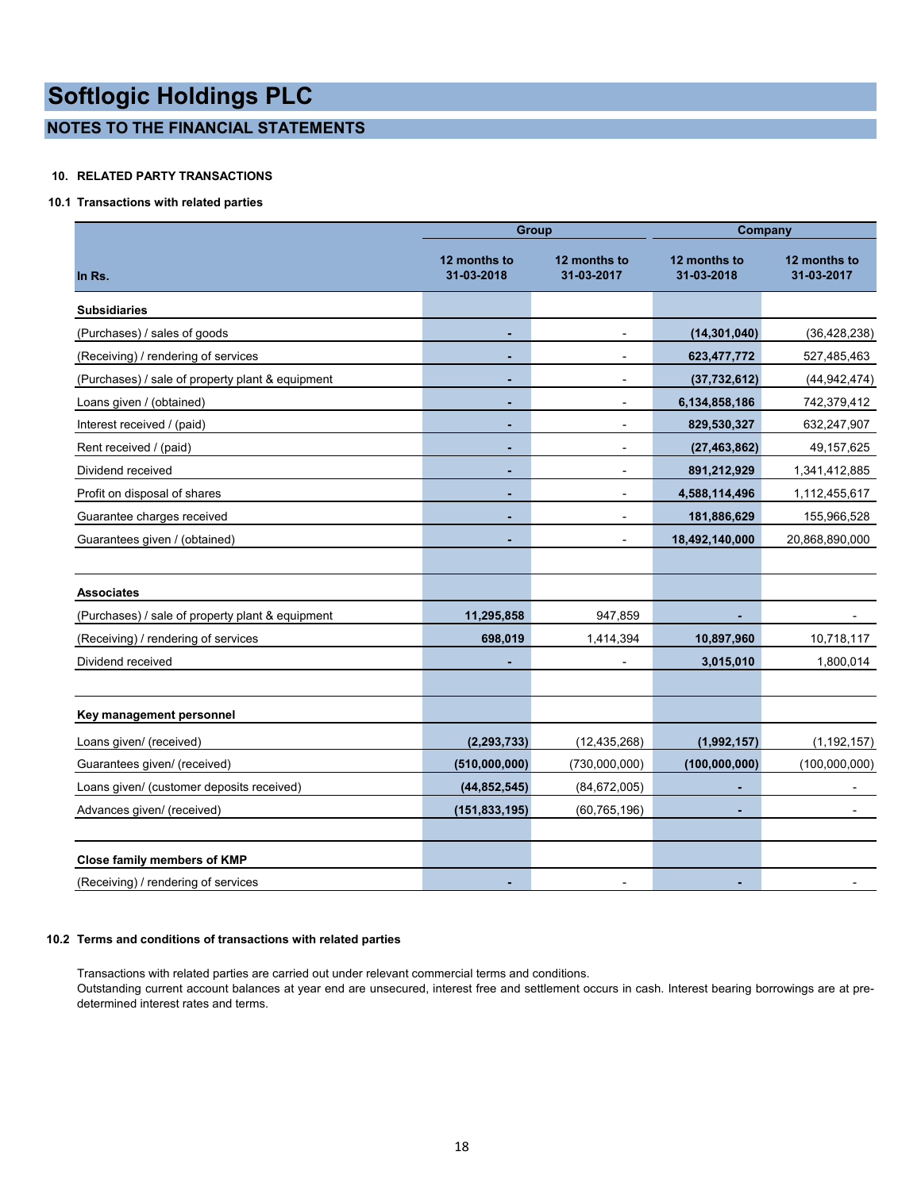# Softlogic Holdings PLC

## NOTES TO THE FINANCIAL STATEMENTS

### 10. RELATED PARTY TRANSACTIONS

#### 10.1 Transactions with related parties

| In Rs. | Group | | Company | |
|---|---|---|---|---|
| | 12 months to 31-03-2018 | 12 months to 31-03-2017 | 12 months to 31-03-2018 | 12 months to 31-03-2017 |
| **Subsidiaries** | | | | |
| (Purchases) / sales of goods | **-** | - | **(14,301,040)** | (36,428,238) |
| (Receiving) / rendering of services | **-** | - | **623,477,772** | 527,485,463 |
| (Purchases) / sale of property plant & equipment | **-** | - | **(37,732,612)** | (44,942,474) |
| Loans given / (obtained) | **-** | - | **6,134,858,186** | 742,379,412 |
| Interest received / (paid) | **-** | - | **829,530,327** | 632,247,907 |
| Rent received / (paid) | **-** | - | **(27,463,862)** | 49,157,625 |
| Dividend received | **-** | - | **891,212,929** | 1,341,412,885 |
| Profit on disposal of shares | **-** | - | **4,588,114,496** | 1,112,455,617 |
| Guarantee charges received | **-** | - | **181,886,629** | 155,966,528 |
| Guarantees given / (obtained) | **-** | - | **18,492,140,000** | 20,868,890,000 |
| | | | | |
| **Associates** | | | | |
| (Purchases) / sale of property plant & equipment | **11,295,858** | 947,859 | **-** | - |
| (Receiving) / rendering of services | **698,019** | 1,414,394 | **10,897,960** | 10,718,117 |
| Dividend received | **-** | - | **3,015,010** | 1,800,014 |
| | | | | |
| **Key management personnel** | | | | |
| Loans given/ (received) | **(2,293,733)** | (12,435,268) | **(1,992,157)** | (1,192,157) |
| Guarantees given/ (received) | **(510,000,000)** | (730,000,000) | **(100,000,000)** | (100,000,000) |
| Loans given/ (customer deposits received) | **(44,852,545)** | (84,672,005) | **-** | - |
| Advances given/ (received) | **(151,833,195)** | (60,765,196) | **-** | - |
| | | | | |
| **Close family members of KMP** | | | | |
| (Receiving) / rendering of services | **-** | - | **-** | - |

#### 10.2 Terms and conditions of transactions with related parties

Transactions with related parties are carried out under relevant commercial terms and conditions.
Outstanding current account balances at year end are unsecured, interest free and settlement occurs in cash. Interest bearing borrowings are at pre-determined interest rates and terms.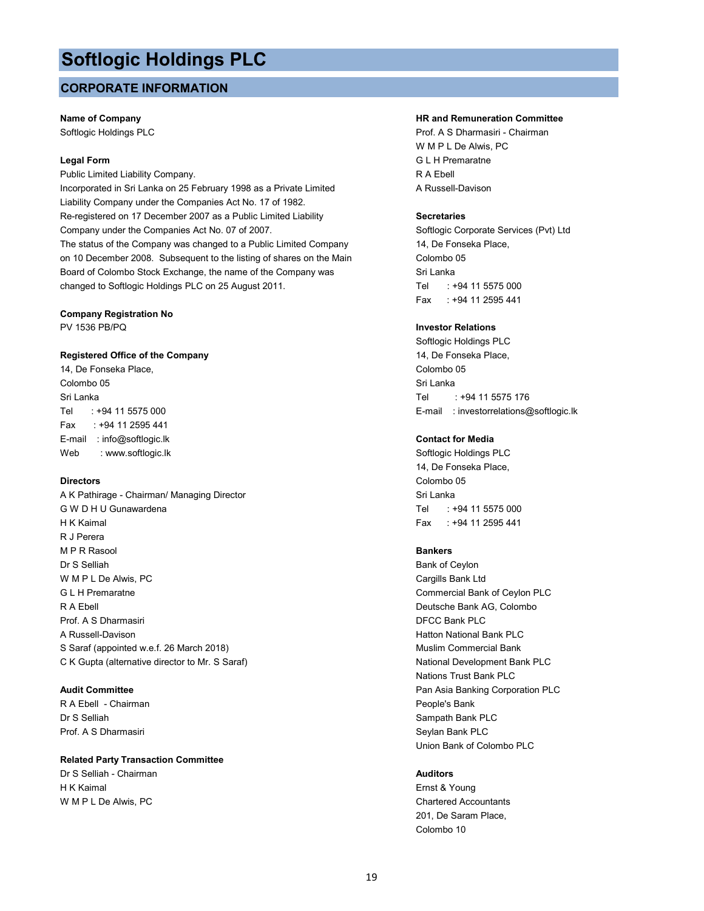# Softlogic Holdings PLC

## CORPORATE INFORMATION

**Name of Company**
Softlogic Holdings PLC

**Legal Form**
Public Limited Liability Company.
Incorporated in Sri Lanka on 25 February 1998 as a Private Limited Liability Company under the Companies Act No. 17 of 1982.
Re-registered on 17 December 2007 as a Public Limited Liability Company under the Companies Act No. 07 of 2007.
The status of the Company was changed to a Public Limited Company on 10 December 2008. Subsequent to the listing of shares on the Main Board of Colombo Stock Exchange, the name of the Company was changed to Softlogic Holdings PLC on 25 August 2011.

**Company Registration No**
PV 1536 PB/PQ

**Registered Office of the Company**
14, De Fonseka Place,
Colombo 05
Sri Lanka
Tel : +94 11 5575 000
Fax : +94 11 2595 441
E-mail : info@softlogic.lk
Web : www.softlogic.lk

**Directors**
A K Pathirage - Chairman/ Managing Director
G W D H U Gunawardena
H K Kaimal
R J Perera
M P R Rasool
Dr S Selliah
W M P L De Alwis, PC
G L H Premaratne
R A Ebell
Prof. A S Dharmasiri
A Russell-Davison
S Saraf (appointed w.e.f. 26 March 2018)
C K Gupta (alternative director to Mr. S Saraf)

**Audit Committee**
R A Ebell - Chairman
Dr S Selliah
Prof. A S Dharmasiri

**Related Party Transaction Committee**
Dr S Selliah - Chairman
H K Kaimal
W M P L De Alwis, PC

**HR and Remuneration Committee**
Prof. A S Dharmasiri - Chairman
W M P L De Alwis, PC
G L H Premaratne
R A Ebell
A Russell-Davison

**Secretaries**
Softlogic Corporate Services (Pvt) Ltd
14, De Fonseka Place,
Colombo 05
Sri Lanka
Tel : +94 11 5575 000
Fax : +94 11 2595 441

**Investor Relations**
Softlogic Holdings PLC
14, De Fonseka Place,
Colombo 05
Sri Lanka
Tel : +94 11 5575 176
E-mail : investorrelations@softlogic.lk

**Contact for Media**
Softlogic Holdings PLC
14, De Fonseka Place,
Colombo 05
Sri Lanka
Tel : +94 11 5575 000
Fax : +94 11 2595 441

**Bankers**
Bank of Ceylon
Cargills Bank Ltd
Commercial Bank of Ceylon PLC
Deutsche Bank AG, Colombo
DFCC Bank PLC
Hatton National Bank PLC
Muslim Commercial Bank
National Development Bank PLC
Nations Trust Bank PLC
Pan Asia Banking Corporation PLC
People's Bank
Sampath Bank PLC
Seylan Bank PLC
Union Bank of Colombo PLC

**Auditors**
Ernst & Young
Chartered Accountants
201, De Saram Place,
Colombo 10